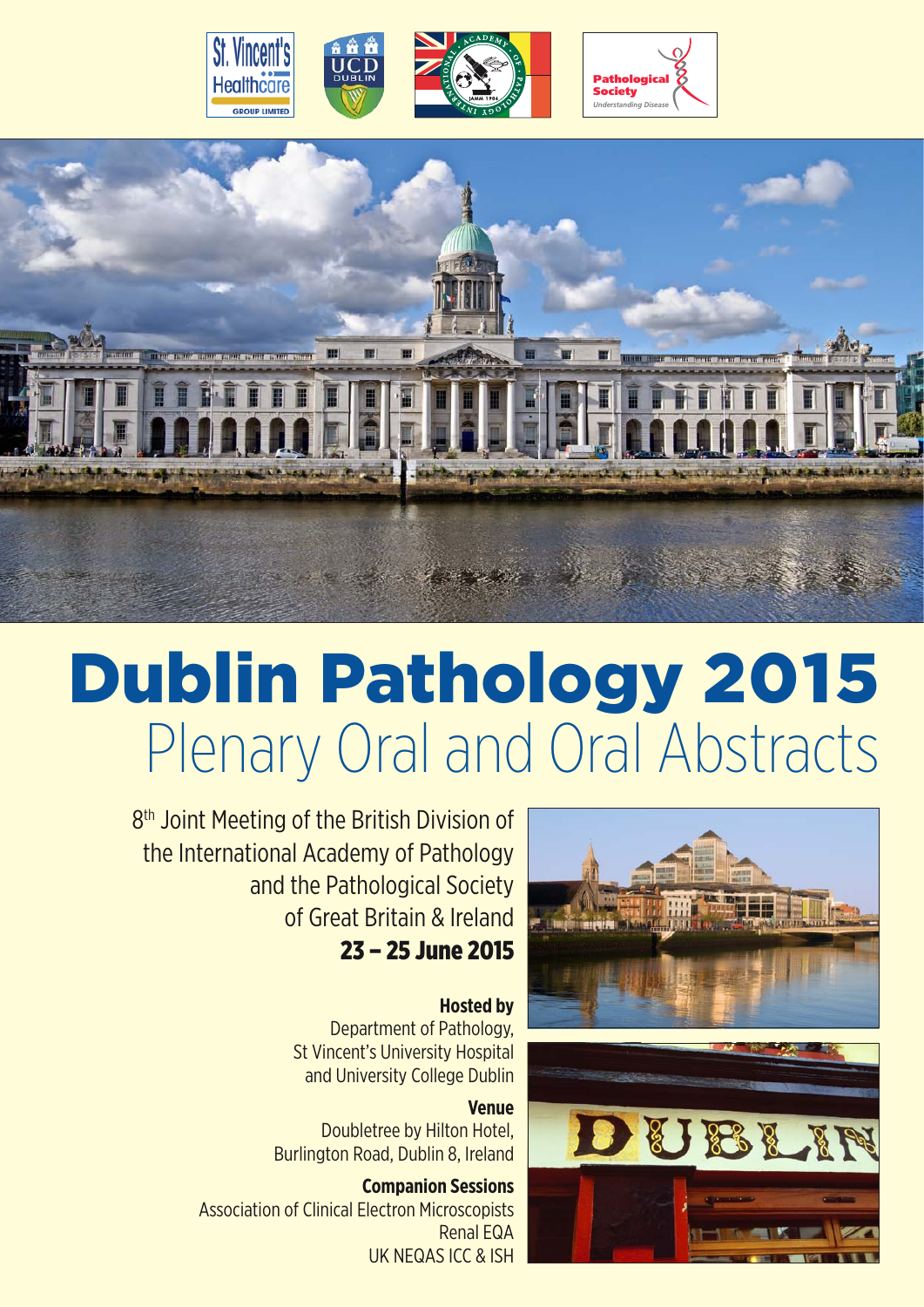# Dublin Pathology 2015

## Plenary Oral and Oral Abstracts

8th Joint Meeting of the British Division of the International Academy of Pathology and the Pathological Society of Great Britain & Ireland

**23 – 25 June 2015**

**Hosted by**
Department of Pathology,
St Vincent's University Hospital
and University College Dublin

**Venue**
Doubletree by Hilton Hotel,
Burlington Road, Dublin 8, Ireland

**Companion Sessions**
Association of Clinical Electron Microscopists
Renal EQA
UK NEQAS ICC & ISH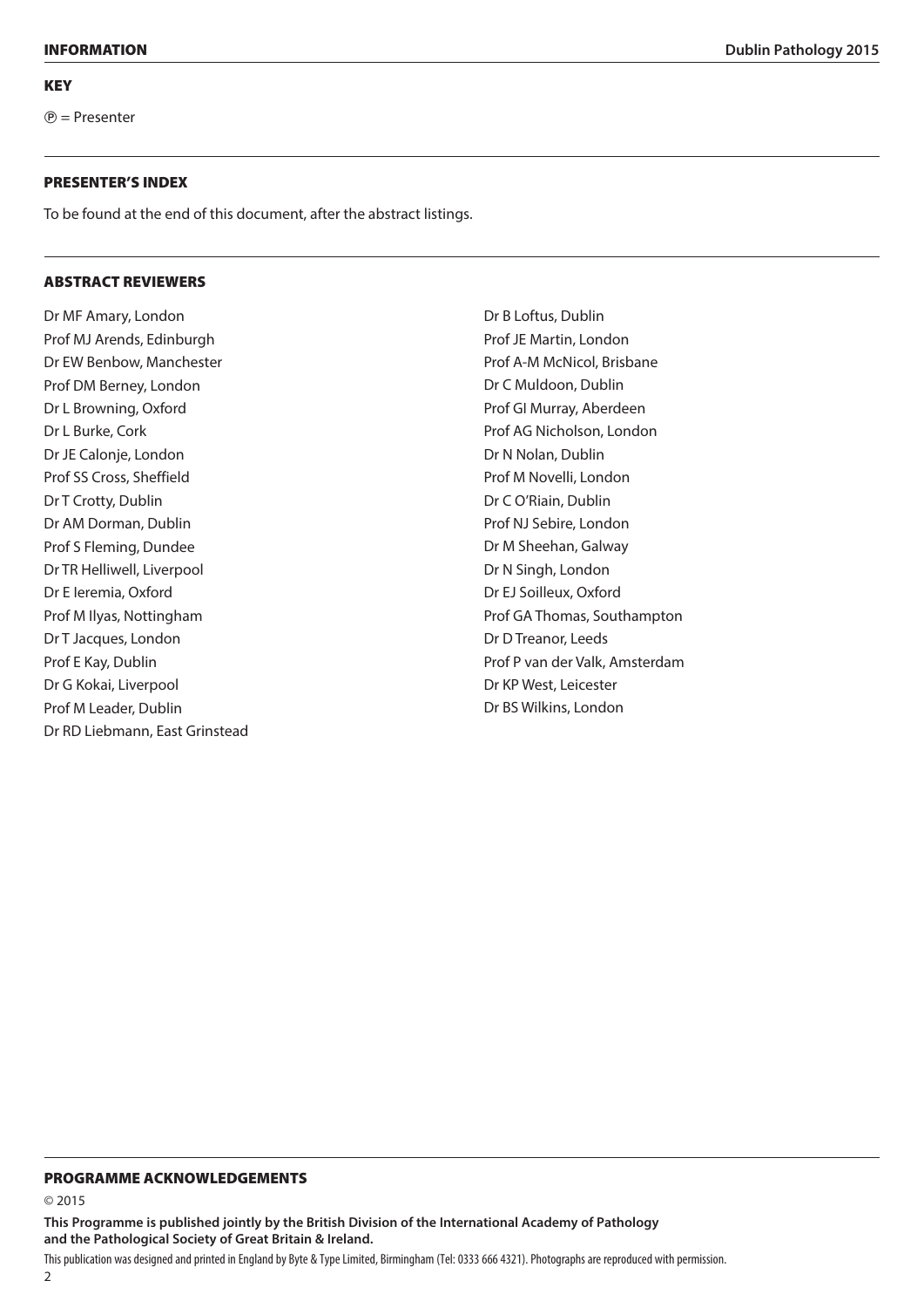## KEY

Ⓟ = Presenter

## PRESENTER'S INDEX

To be found at the end of this document, after the abstract listings.

## ABSTRACT REVIEWERS

Dr MF Amary, London
Prof MJ Arends, Edinburgh
Dr EW Benbow, Manchester
Prof DM Berney, London
Dr L Browning, Oxford
Dr L Burke, Cork
Dr JE Calonje, London
Prof SS Cross, Sheffield
Dr T Crotty, Dublin
Dr AM Dorman, Dublin
Prof S Fleming, Dundee
Dr TR Helliwell, Liverpool
Dr E Ieremia, Oxford
Prof M Ilyas, Nottingham
Dr T Jacques, London
Prof E Kay, Dublin
Dr G Kokai, Liverpool
Prof M Leader, Dublin
Dr RD Liebmann, East Grinstead
Dr B Loftus, Dublin
Prof JE Martin, London
Prof A-M McNicol, Brisbane
Dr C Muldoon, Dublin
Prof GI Murray, Aberdeen
Prof AG Nicholson, London
Dr N Nolan, Dublin
Prof M Novelli, London
Dr C O'Riain, Dublin
Prof NJ Sebire, London
Dr M Sheehan, Galway
Dr N Singh, London
Dr EJ Soilleux, Oxford
Prof GA Thomas, Southampton
Dr D Treanor, Leeds
Prof P van der Valk, Amsterdam
Dr KP West, Leicester
Dr BS Wilkins, London

## PROGRAMME ACKNOWLEDGEMENTS

© 2015

**This Programme is published jointly by the British Division of the International Academy of Pathology and the Pathological Society of Great Britain & Ireland.**

This publication was designed and printed in England by Byte & Type Limited, Birmingham (Tel: 0333 666 4321). Photographs are reproduced with permission.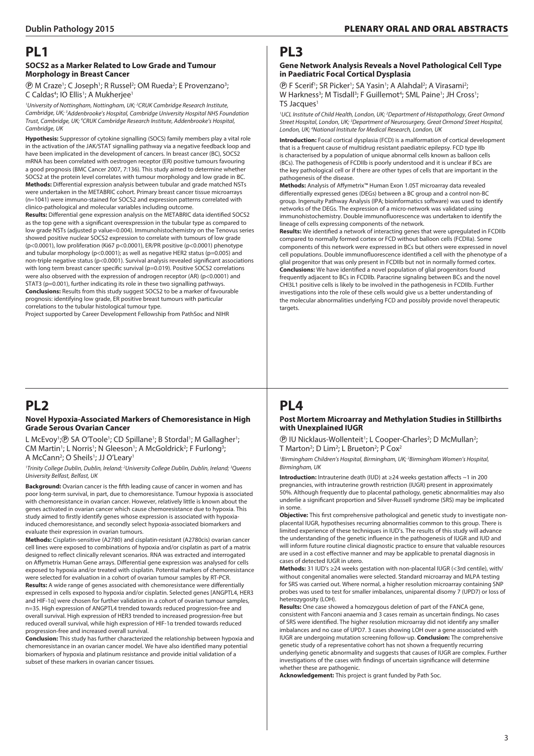# PL1

### SOCS2 as a Marker Related to Low Grade and Tumour Morphology in Breast Cancer

Ⓟ M Craze[1]; C Joseph[1]; R Russel[2]; OM Rueda[2]; E Provenzano[3]; C Caldas[4]; IO Ellis[1]; A Mukherjee[1]

[1]University of Nottingham, Nottingham, UK; [2]CRUK Cambridge Research Institute, Cambridge, UK; [3]Addenbrooke's Hospital, Cambridge University Hospital NHS Foundation Trust, Cambridge, UK; [4]CRUK Cambridge Research Institute, Addenbrooke's Hospital, Cambridge, UK

**Hypothesis:** Suppressor of cytokine signalling (SOCS) family members play a vital role in the activation of the JAK/STAT signalling pathway via a negative feedback loop and have been implicated in the development of cancers. In breast cancer (BC), SOCS2 mRNA has been correlated with oestrogen receptor (ER) positive tumours favouring a good prognosis (BMC Cancer 2007, 7:136). This study aimed to determine whether SOCS2 at the protein level correlates with tumour morphology and low grade in BC.

**Methods:** Differential expression analysis between tubular and grade matched NSTs were undertaken in the METABRIC cohort. Primary breast cancer tissue microarrays (n=1041) were immuno-stained for SOCS2 and expression patterns correlated with clinico-pathological and molecular variables including outcome.

**Results:** Differential gene expression analysis on the METABRIC data identified SOCS2 as the top gene with a significant overexpression in the tubular type as compared to low grade NSTs (adjusted p value=0.004). Immunohistochemistry on the Tenovus series showed positive nuclear SOCS2 expression to correlate with tumours of low grade ($p<0.0001$), low proliferation (Ki67 $p<0.0001$), ER/PR positive ($p<0.0001$) phenotype and tubular morphology ($p<0.0001$); as well as negative HER2 status ($p=0.005$) and non-triple negative status ($p<0.0001$). Survival analysis revealed significant associations with long term breast cancer specific survival ($p=0.019$). Positive SOCS2 correlations were also observed with the expression of androgen receptor (AR) ($p<0.0001$) and STAT3 ($p=0.001$), further indicating its role in these two signalling pathways.

**Conclusions:** Results from this study suggest SOCS2 to be a marker of favourable prognosis: identifying low grade, ER positive breast tumours with particular correlations to the tubular histological tumour type.

Project supported by Career Development Fellowship from PathSoc and NIHR

# PL2

### Novel Hypoxia-Associated Markers of Chemoresistance in High Grade Serous Ovarian Cancer

L McEvoy[1];Ⓟ SA O'Toole[1]; CD Spillane[1]; B Stordal[1]; M Gallagher[1]; CM Martin[1]; L Norris[1]; N Gleeson[1]; A McGoldrick[2]; F Furlong[3]; A McCann[2]; O Sheils[1]; JJ O'Leary[1]

[1]Trinity College Dublin, Dublin, Ireland; [2]University College Dublin, Dublin, Ireland; [3]Queens University Belfast, Belfast, UK

**Background:** Ovarian cancer is the fifth leading cause of cancer in women and has poor long-term survival, in part, due to chemoresistance. Tumour hypoxia is associated with chemoresistance in ovarian cancer. However, relatively little is known about the genes activated in ovarian cancer which cause chemoresistance due to hypoxia. This study aimed to firstly identify genes whose expression is associated with hypoxia-induced chemoresistance, and secondly select hypoxia-associated biomarkers and evaluate their expression in ovarian tumours.

**Methods:** Cisplatin-sensitive (A2780) and cisplatin-resistant (A2780cis) ovarian cancer cell lines were exposed to combinations of hypoxia and/or cisplatin as part of a matrix designed to reflect clinically relevant scenarios. RNA was extracted and interrogated on Affymetrix Human Gene arrays. Differential gene expression was analysed for cells exposed to hypoxia and/or treated with cisplatin. Potential markers of chemoresistance were selected for evaluation in a cohort of ovarian tumour samples by RT-PCR.

**Results:** A wide range of genes associated with chemoresistance were differentially expressed in cells exposed to hypoxia and/or cisplatin. Selected genes [ANGPTL4, HER3 and HIF-1α] were chosen for further validation in a cohort of ovarian tumour samples, n=35. High expression of ANGPTL4 trended towards reduced progression-free and overall survival. High expression of HER3 trended to increased progression-free but reduced overall survival, while high expression of HIF-1α trended towards reduced progression-free and increased overall survival.

**Conclusion:** This study has further characterized the relationship between hypoxia and chemoresistance in an ovarian cancer model. We have also identified many potential biomarkers of hypoxia and platinum resistance and provide initial validation of a subset of these markers in ovarian cancer tissues.

# PL3

### Gene Network Analysis Reveals a Novel Pathological Cell Type in Paediatric Focal Cortical Dysplasia

Ⓟ F Scerif[1]; SR Picker[1]; SA Yasin[1]; A Alahdal[2]; A Virasami[2]; W Harkness[3]; M Tisdall[3]; F Guillemot[4]; SML Paine[1]; JH Cross[1]; TS Jacques[1]

[1]UCL Institute of Child Health, London, UK; [2]Department of Histopathology, Great Ormond Street Hospital, London, UK; [3]Department of Neurosurgery, Great Ormond Street Hospital, London, UK; [4]National Institute for Medical Research, London, UK

**Introduction:** Focal cortical dysplasia (FCD) is a malformation of cortical development that is a frequent cause of multidrug resistant paediatric epilepsy. FCD type IIb is characterised by a population of unique abnormal cells known as balloon cells (BCs). The pathogenesis of FCDIIb is poorly understood and it is unclear if BCs are the key pathological cell or if there are other types of cells that are important in the pathogenesis of the disease.

**Methods:** Analysis of Affymetrix™ Human Exon 1.0ST microarray data revealed differentially expressed genes (DEGs) between a BC group and a control non-BC group. Ingenuity Pathway Analysis (IPA; bioinformatics software) was used to identify networks of the DEGs. The expression of a micro-network was validated using immunohistochemistry. Double immunofluorescence was undertaken to identify the lineage of cells expressing components of the network.

**Results:** We identified a network of interacting genes that were upregulated in FCDIIb compared to normally formed cortex or FCD without balloon cells (FCDIIa). Some components of this network were expressed in BCs but others were expressed in novel cell populations. Double immunofluorescence identified a cell with the phenotype of a glial progenitor that was only present in FCDIIb but not in normally formed cortex.

**Conclusions:** We have identified a novel population of glial progenitors found frequently adjacent to BCs in FCDIIb. Paracrine signaling between BCs and the novel CHI3L1 positive cells is likely to be involved in the pathogenesis in FCDIIb. Further investigations into the role of these cells would give us a better understanding of the molecular abnormalities underlying FCD and possibly provide novel therapeutic targets.

# PL4

### Post Mortem Microarray and Methylation Studies in Stillbirths with Unexplained IUGR

Ⓟ IU Nicklaus-Wollenteit[1]; L Cooper-Charles[2]; D McMullan[2]; T Marton[2]; D Lim[2]; L Brueton[2]; P Cox[2]

[1]Birmingham Children's Hospital, Birmingham, UK; [2]Birmingham Women's Hospital, Birmingham, UK

**Introduction:** Intrauterine death (IUD) at ≥24 weeks gestation affects ~1 in 200 pregnancies, with intrauterine growth restriction (IUGR) present in approximately 50%. Although frequently due to placental pathology, genetic abnormalities may also underlie a significant proportion and Silver-Russell syndrome (SRS) may be implicated in some.

**Objective:** This first comprehensive pathological and genetic study to investigate non-placental IUGR, hypothesises recurring abnormalities common to this group. There is limited experience of these techniques in IUD's. The results of this study will advance the understanding of the genetic influence in the pathogenesis of IUGR and IUD and will inform future routine clinical diagnostic practice to ensure that valuable resources are used in a cost effective manner and may be applicable to prenatal diagnosis in cases of detected IUGR in utero.

**Methods:** 31 IUD's ≥24 weeks gestation with non-placental IUGR (<3rd centile), with/without congenital anomalies were selected. Standard microarray and MLPA testing for SRS was carried out. Where normal, a higher resolution microarray containing SNP probes was used to test for smaller imbalances, uniparental disomy 7 (UPD7) or loss of heterozygosity (LOH).

**Results:** One case showed a homozygous deletion of part of the FANCA gene, consistent with Fanconi anaemia and 3 cases remain as uncertain findings. No cases of SRS were identified. The higher resolution microarray did not identify any smaller imbalances and no case of UPD7. 3 cases showing LOH over a gene associated with IUGR are undergoing mutation screening follow-up. **Conclusion:** The comprehensive genetic study of a representative cohort has not shown a frequently recurring underlying genetic abnormality and suggests that causes of IUGR are complex. Further investigations of the cases with findings of uncertain significance will determine whether these are pathogenic.

**Acknowledgement:** This project is grant funded by Path Soc.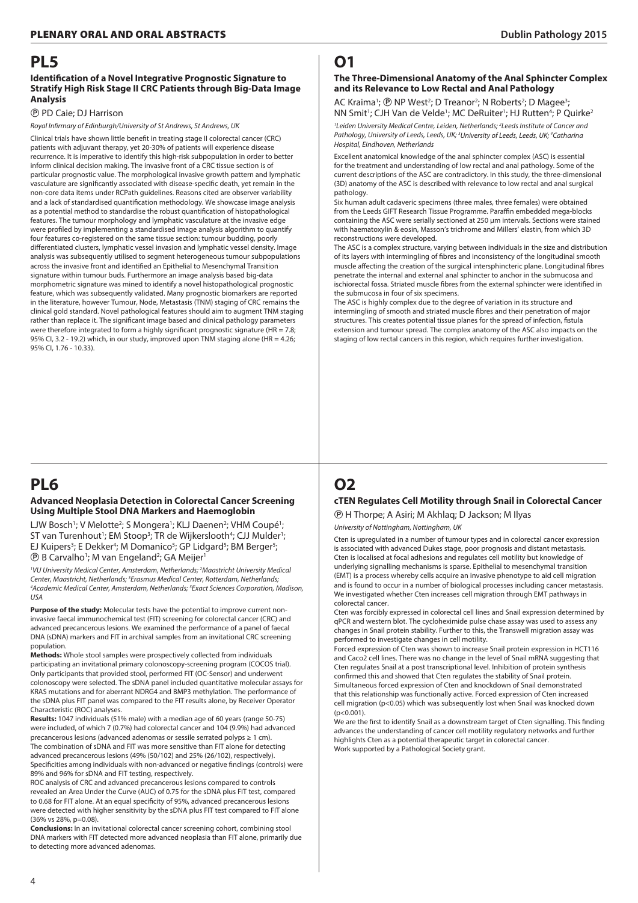# PL5

### Identification of a Novel Integrative Prognostic Signature to Stratify High Risk Stage II CRC Patients through Big-Data Image Analysis

Ⓟ PD Caie; DJ Harrison

*Royal Infirmary of Edinburgh/University of St Andrews, St Andrews, UK*

Clinical trials have shown little benefit in treating stage II colorectal cancer (CRC) patients with adjuvant therapy, yet 20-30% of patients will experience disease recurrence. It is imperative to identify this high-risk subpopulation in order to better inform clinical decision making. The invasive front of a CRC tissue section is of particular prognostic value. The morphological invasive growth pattern and lymphatic vasculature are significantly associated with disease-specific death, yet remain in the non-core data items under RCPath guidelines. Reasons cited are observer variability and a lack of standardised quantification methodology. We showcase image analysis as a potential method to standardise the robust quantification of histopathological features. The tumour morphology and lymphatic vasculature at the invasive edge were profiled by implementing a standardised image analysis algorithm to quantify four features co-registered on the same tissue section: tumour budding, poorly differentiated clusters, lymphatic vessel invasion and lymphatic vessel density. Image analysis was subsequently utilised to segment heterogeneous tumour subpopulations across the invasive front and identified an Epithelial to Mesenchymal Transition signature within tumour buds. Furthermore an image analysis based big-data morphometric signature was mined to identify a novel histopathological prognostic feature, which was subsequently validated. Many prognostic biomarkers are reported in the literature, however Tumour, Node, Metastasis (TNM) staging of CRC remains the clinical gold standard. Novel pathological features should aim to augment TNM staging rather than replace it. The significant image based and clinical pathology parameters were therefore integrated to form a highly significant prognostic signature (HR = 7.8; 95% CI, 3.2 - 19.2) which, in our study, improved upon TNM staging alone (HR = 4.26; 95% CI, 1.76 - 10.33).

# PL6

### Advanced Neoplasia Detection in Colorectal Cancer Screening Using Multiple Stool DNA Markers and Haemoglobin

LJW Bosch[1]; V Melotte[2]; S Mongera[1]; KLJ Daenen[2]; VHM Coupé[1]; ST van Turenhout[1]; EM Stoop[3]; TR de Wijkerslooth[4]; CJJ Mulder[1]; EJ Kuipers[3]; E Dekker[4]; M Domanico[5]; GP Lidgard[5]; BM Berger[5]; Ⓟ B Carvalho[1]; M van Engeland[2]; GA Meijer[1]

*[1]VU University Medical Center, Amsterdam, Netherlands; [2]Maastricht University Medical Center, Maastricht, Netherlands; [3]Erasmus Medical Center, Rotterdam, Netherlands; [4]Academic Medical Center, Amsterdam, Netherlands; [5]Exact Sciences Corporation, Madison, USA*

**Purpose of the study:** Molecular tests have the potential to improve current non-invasive faecal immunochemical test (FIT) screening for colorectal cancer (CRC) and advanced precancerous lesions. We examined the performance of a panel of faecal DNA (sDNA) markers and FIT in archival samples from an invitational CRC screening population.

**Methods:** Whole stool samples were prospectively collected from individuals participating an invitational primary colonoscopy-screening program (COCOS trial). Only participants that provided stool, performed FIT (OC-Sensor) and underwent colonoscopy were selected. The sDNA panel included quantitative molecular assays for KRAS mutations and for aberrant NDRG4 and BMP3 methylation. The performance of the sDNA plus FIT panel was compared to the FIT results alone, by Receiver Operator Characteristic (ROC) analyses.

**Results:** 1047 individuals (51% male) with a median age of 60 years (range 50-75) were included, of which 7 (0.7%) had colorectal cancer and 104 (9.9%) had advanced precancerous lesions (advanced adenomas or sessile serrated polyps ≥ 1 cm). The combination of sDNA and FIT was more sensitive than FIT alone for detecting advanced precancerous lesions (49% (50/102) and 25% (26/102), respectively). Specificities among individuals with non-advanced or negative findings (controls) were 89% and 96% for sDNA and FIT testing, respectively.

ROC analysis of CRC and advanced precancerous lesions compared to controls revealed an Area Under the Curve (AUC) of 0.75 for the sDNA plus FIT test, compared to 0.68 for FIT alone. At an equal specificity of 95%, advanced precancerous lesions were detected with higher sensitivity by the sDNA plus FIT test compared to FIT alone (36% vs 28%, p=0.08).

**Conclusions:** In an invitational colorectal cancer screening cohort, combining stool DNA markers with FIT detected more advanced neoplasia than FIT alone, primarily due to detecting more advanced adenomas.

# O1

### The Three-Dimensional Anatomy of the Anal Sphincter Complex and its Relevance to Low Rectal and Anal Pathology

AC Kraima[1]; Ⓟ NP West[2]; D Treanor[2]; N Roberts[2]; D Magee[3]; NN Smit[1]; CJH Van de Velde[1]; MC DeRuiter[1]; HJ Rutten[4]; P Quirke[2]

*[1]Leiden University Medical Centre, Leiden, Netherlands; [2]Leeds Institute of Cancer and Pathology, University of Leeds, Leeds, UK; [3]University of Leeds, Leeds, UK; [4]Catharina Hospital, Eindhoven, Netherlands*

Excellent anatomical knowledge of the anal sphincter complex (ASC) is essential for the treatment and understanding of low rectal and anal pathology. Some of the current descriptions of the ASC are contradictory. In this study, the three-dimensional (3D) anatomy of the ASC is described with relevance to low rectal and anal surgical pathology.

Six human adult cadaveric specimens (three males, three females) were obtained from the Leeds GIFT Research Tissue Programme. Paraffin embedded mega-blocks containing the ASC were serially sectioned at 250 µm intervals. Sections were stained with haematoxylin & eosin, Masson's trichrome and Millers' elastin, from which 3D reconstructions were developed.

The ASC is a complex structure, varying between individuals in the size and distribution of its layers with intermingling of fibres and inconsistency of the longitudinal smooth muscle affecting the creation of the surgical intersphincteric plane. Longitudinal fibres penetrate the internal and external anal sphincter to anchor in the submucosa and ischiorectal fossa. Striated muscle fibres from the external sphincter were identified in the submucosa in four of six specimens.

The ASC is highly complex due to the degree of variation in its structure and intermingling of smooth and striated muscle fibres and their penetration of major structures. This creates potential tissue planes for the spread of infection, fistula extension and tumour spread. The complex anatomy of the ASC also impacts on the staging of low rectal cancers in this region, which requires further investigation.

# O2

### cTEN Regulates Cell Motility through Snail in Colorectal Cancer

Ⓟ H Thorpe; A Asiri; M Akhlaq; D Jackson; M Ilyas

*University of Nottingham, Nottingham, UK*

Cten is upregulated in a number of tumour types and in colorectal cancer expression is associated with advanced Dukes stage, poor prognosis and distant metastasis. Cten is localised at focal adhesions and regulates cell motility but knowledge of underlying signalling mechanisms is sparse. Epithelial to mesenchymal transition (EMT) is a process whereby cells acquire an invasive phenotype to aid cell migration and is found to occur in a number of biological processes including cancer metastasis. We investigated whether Cten increases cell migration through EMT pathways in colorectal cancer.

Cten was forcibly expressed in colorectal cell lines and Snail expression determined by qPCR and western blot. The cycloheximide pulse chase assay was used to assess any changes in Snail protein stability. Further to this, the Transwell migration assay was performed to investigate changes in cell motility.

Forced expression of Cten was shown to increase Snail protein expression in HCT116 and Caco2 cell lines. There was no change in the level of Snail mRNA suggesting that Cten regulates Snail at a post transcriptional level. Inhibition of protein synthesis confirmed this and showed that Cten regulates the stability of Snail protein. Simultaneous forced expression of Cten and knockdown of Snail demonstrated that this relationship was functionally active. Forced expression of Cten increased cell migration ($p<0.05$) which was subsequently lost when Snail was knocked down ($p<0.001$).

We are the first to identify Snail as a downstream target of Cten signalling. This finding advances the understanding of cancer cell motility regulatory networks and further highlights Cten as a potential therapeutic target in colorectal cancer.

Work supported by a Pathological Society grant.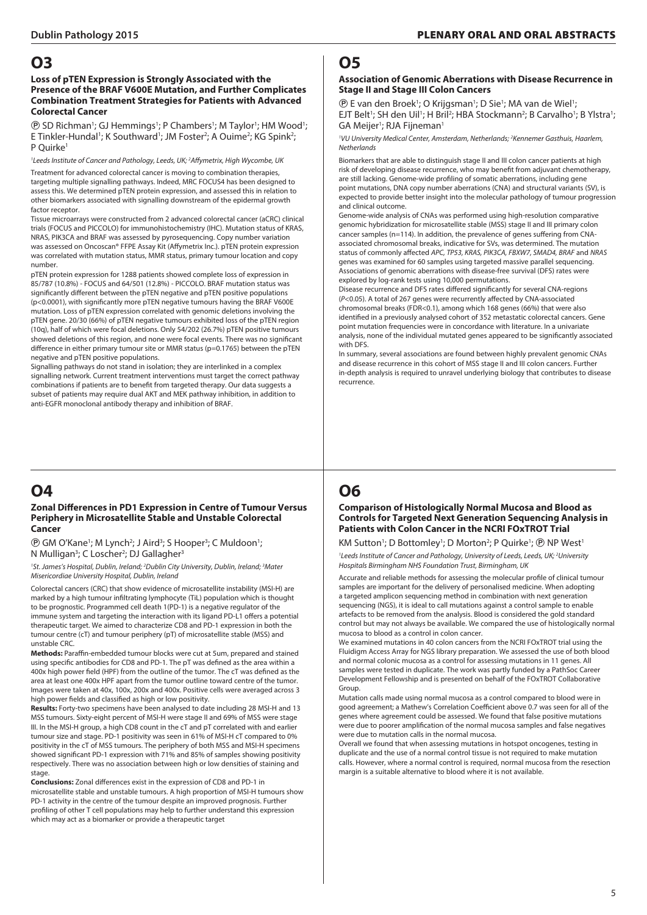# O3

### Loss of pTEN Expression is Strongly Associated with the Presence of the BRAF V600E Mutation, and Further Complicates Combination Treatment Strategies for Patients with Advanced Colorectal Cancer

Ⓟ SD Richman[1]; GJ Hemmings[1]; P Chambers[1]; M Taylor[1]; HM Wood[1]; E Tinkler-Hundal[1]; K Southward[1]; JM Foster[2]; A Ouime[2]; KG Spink[2]; P Quirke[1]

[1]Leeds Institute of Cancer and Pathology, Leeds, UK; [2]Affymetrix, High Wycombe, UK

Treatment for advanced colorectal cancer is moving to combination therapies, targeting multiple signalling pathways. Indeed, MRC FOCUS4 has been designed to assess this. We determined pTEN protein expression, and assessed this in relation to other biomarkers associated with signalling downstream of the epidermal growth factor receptor.

Tissue microarrays were constructed from 2 advanced colorectal cancer (aCRC) clinical trials (FOCUS and PICCOLO) for immunohistochemistry (IHC). Mutation status of KRAS, NRAS, PIK3CA and BRAF was assessed by pyrosequencing. Copy number variation was assessed on Oncoscan® FFPE Assay Kit (Affymetrix Inc.). pTEN protein expression was correlated with mutation status, MMR status, primary tumour location and copy number.

pTEN protein expression for 1288 patients showed complete loss of expression in 85/787 (10.8%) - FOCUS and 64/501 (12.8%) - PICCOLO. BRAF mutation status was significantly different between the pTEN negative and pTEN positive populations ($p<0.0001$), with significantly more pTEN negative tumours having the BRAF V600E mutation. Loss of pTEN expression correlated with genomic deletions involving the pTEN gene. 20/30 (66%) of pTEN negative tumours exhibited loss of the pTEN region (10q), half of which were focal deletions. Only 54/202 (26.7%) pTEN positive tumours showed deletions of this region, and none were focal events. There was no significant difference in either primary tumour site or MMR status ($p=0.1765$) between the pTEN negative and pTEN positive populations.

Signalling pathways do not stand in isolation; they are interlinked in a complex signalling network. Current treatment interventions must target the correct pathway combinations if patients are to benefit from targeted therapy. Our data suggests a subset of patients may require dual AKT and MEK pathway inhibition, in addition to anti-EGFR monoclonal antibody therapy and inhibition of BRAF.

# O4

### Zonal Differences in PD1 Expression in Centre of Tumour Versus Periphery in Microsatellite Stable and Unstable Colorectal Cancer

Ⓟ GM O'Kane[1]; M Lynch[2]; J Aird[3]; S Hooper[3]; C Muldoon[1]; N Mulligan[3]; C Loscher[2]; DJ Gallagher[3]

[1]St. James's Hospital, Dublin, Ireland; [2]Dublin City University, Dublin, Ireland; [3]Mater Misericordiae University Hospital, Dublin, Ireland

Colorectal cancers (CRC) that show evidence of microsatellite instability (MSI-H) are marked by a high tumour infiltrating lymphocyte (TiL) population which is thought to be prognostic. Programmed cell death 1(PD-1) is a negative regulator of the immune system and targeting the interaction with its ligand PD-L1 offers a potential therapeutic target. We aimed to characterize CD8 and PD-1 expression in both the tumour centre (cT) and tumour periphery (pT) of microsatellite stable (MSS) and unstable CRC.

**Methods:** Paraffin-embedded tumour blocks were cut at 5um, prepared and stained using specific antibodies for CD8 and PD-1. The pT was defined as the area within a 400x high power field (HPF) from the outline of the tumor. The cT was defined as the area at least one 400x HPF apart from the tumor outline toward centre of the tumor. Images were taken at 40x, 100x, 200x and 400x. Positive cells were averaged across 3 high power fields and classified as high or low positivity.

**Results:** Forty-two specimens have been analysed to date including 28 MSI-H and 13 MSS tumours. Sixty-eight percent of MSI-H were stage II and 69% of MSS were stage III. In the MSI-H group, a high CD8 count in the cT and pT correlated with and earlier tumour size and stage. PD-1 positivity was seen in 61% of MSI-H cT compared to 0% positivity in the cT of MSS tumours. The periphery of both MSS and MSI-H specimens showed significant PD-1 expression with 71% and 85% of samples showing positivity respectively. There was no association between high or low densities of staining and stage.

**Conclusions:** Zonal differences exist in the expression of CD8 and PD-1 in microsatellite stable and unstable tumours. A high proportion of MSI-H tumours show PD-1 activity in the centre of the tumour despite an improved prognosis. Further profiling of other T cell populations may help to further understand this expression which may act as a biomarker or provide a therapeutic target

# O5

### Association of Genomic Aberrations with Disease Recurrence in Stage II and Stage III Colon Cancers

Ⓟ E van den Broek[1]; O Krijgsman[1]; D Sie[1]; MA van de Wiel[1]; EJT Belt[1]; SH den Uil[1]; H Bril[2]; HBA Stockmann[2]; B Carvalho[1]; B Ylstra[1]; GA Meijer[1]; RJA Fijneman[1]

[1]VU University Medical Center, Amsterdam, Netherlands; [2]Kennemer Gasthuis, Haarlem, Netherlands

Biomarkers that are able to distinguish stage II and III colon cancer patients at high risk of developing disease recurrence, who may benefit from adjuvant chemotherapy, are still lacking. Genome-wide profiling of somatic aberrations, including gene point mutations, DNA copy number aberrations (CNA) and structural variants (SV), is expected to provide better insight into the molecular pathology of tumour progression and clinical outcome.

Genome-wide analysis of CNAs was performed using high-resolution comparative genomic hybridization for microsatellite stable (MSS) stage II and III primary colon cancer samples (n=114). In addition, the prevalence of genes suffering from CNA-associated chromosomal breaks, indicative for SVs, was determined. The mutation status of commonly affected *APC, TP53, KRAS, PIK3CA, FBXW7, SMAD4, BRAF* and *NRAS* genes was examined for 60 samples using targeted massive parallel sequencing. Associations of genomic aberrations with disease-free survival (DFS) rates were explored by log-rank tests using 10,000 permutations.

Disease recurrence and DFS rates differed significantly for several CNA-regions ($P<0.05$). A total of 267 genes were recurrently affected by CNA-associated chromosomal breaks (FDR<0.1), among which 168 genes (66%) that were also identified in a previously analysed cohort of 352 metastatic colorectal cancers. Gene point mutation frequencies were in concordance with literature. In a univariate analysis, none of the individual mutated genes appeared to be significantly associated with DFS.

In summary, several associations are found between highly prevalent genomic CNAs and disease recurrence in this cohort of MSS stage II and III colon cancers. Further in-depth analysis is required to unravel underlying biology that contributes to disease recurrence.

# O6

### Comparison of Histologically Normal Mucosa and Blood as Controls for Targeted Next Generation Sequencing Analysis in Patients with Colon Cancer in the NCRI FOxTROT Trial

KM Sutton[1]; D Bottomley[1]; D Morton[2]; P Quirke[1]; Ⓟ NP West[1]

[1]Leeds Institute of Cancer and Pathology, University of Leeds, Leeds, UK; [2]University Hospitals Birmingham NHS Foundation Trust, Birmingham, UK

Accurate and reliable methods for assessing the molecular profile of clinical tumour samples are important for the delivery of personalised medicine. When adopting a targeted amplicon sequencing method in combination with next generation sequencing (NGS), it is ideal to call mutations against a control sample to enable artefacts to be removed from the analysis. Blood is considered the gold standard control but may not always be available. We compared the use of histologically normal mucosa to blood as a control in colon cancer.

We examined mutations in 40 colon cancers from the NCRI FOxTROT trial using the Fluidigm Access Array for NGS library preparation. We assessed the use of both blood and normal colonic mucosa as a control for assessing mutations in 11 genes. All samples were tested in duplicate. The work was partly funded by a PathSoc Career Development Fellowship and is presented on behalf of the FOxTROT Collaborative Group.

Mutation calls made using normal mucosa as a control compared to blood were in good agreement; a Mathew's Correlation Coefficient above 0.7 was seen for all of the genes where agreement could be assessed. We found that false positive mutations were due to poorer amplification of the normal mucosa samples and false negatives were due to mutation calls in the normal mucosa.

Overall we found that when assessing mutations in hotspot oncogenes, testing in duplicate and the use of a normal control tissue is not required to make mutation calls. However, where a normal control is required, normal mucosa from the resection margin is a suitable alternative to blood where it is not available.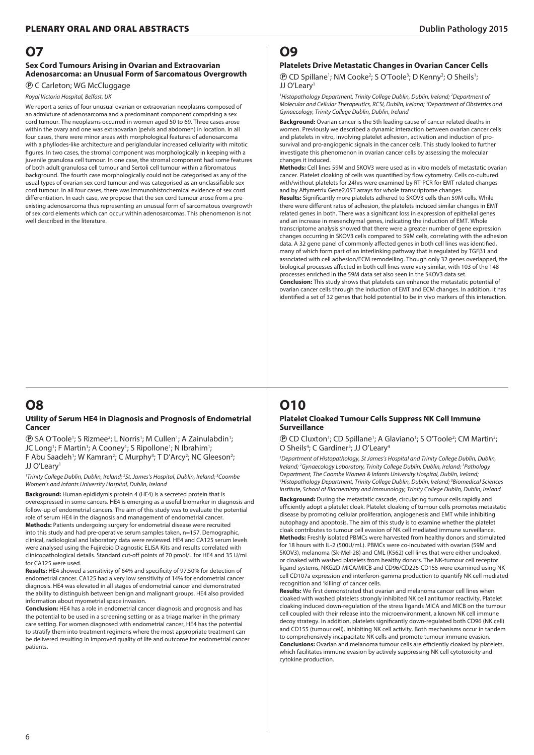# O7

### Sex Cord Tumours Arising in Ovarian and Extraovarian Adenosarcoma: an Unusual Form of Sarcomatous Overgrowth

Ⓟ C Carleton; WG McCluggage

*Royal Victoria Hospital, Belfast, UK*

We report a series of four unusual ovarian or extraovarian neoplasms composed of an admixture of adenosarcoma and a predominant component comprising a sex cord tumour. The neoplasms occurred in women aged 50 to 69. Three cases arose within the ovary and one was extraovarian (pelvis and abdomen) in location. In all four cases, there were minor areas with morphological features of adenosarcoma with a phyllodes-like architecture and periglandular increased cellularity with mitotic figures. In two cases, the stromal component was morphologically in keeping with a juvenile granulosa cell tumour. In one case, the stromal component had some features of both adult granulosa cell tumour and Sertoli cell tumour within a fibromatous background. The fourth case morphologically could not be categorised as any of the usual types of ovarian sex cord tumour and was categorised as an unclassifiable sex cord tumour. In all four cases, there was immunohistochemical evidence of sex cord differentiation. In each case, we propose that the sex cord tumour arose from a pre-existing adenosarcoma thus representing an unusual form of sarcomatous overgrowth of sex cord elements which can occur within adenosarcomas. This phenomenon is not well described in the literature.

# O8

### Utility of Serum HE4 in Diagnosis and Prognosis of Endometrial Cancer

Ⓟ SA O'Toole[1]; S Rizmee[2]; L Norris[1]; M Cullen[1]; A Zainulabdin[1]; JC Long[1]; F Martin[1]; A Cooney[1]; S Ripollone[1]; N Ibrahim[1]; F Abu Saadeh[1]; W Kamran[2]; C Murphy[3]; T D'Arcy[2]; NC Gleeson[2]; JJ O'Leary[1]

[1]*Trinity College Dublin, Dublin, Ireland;* [2]*St. James's Hospital, Dublin, Ireland;* [3]*Coombe Women's and Infants University Hospital, Dublin, Ireland*

**Background:** Human epididymis protein 4 (HE4) is a secreted protein that is overexpressed in some cancers. HE4 is emerging as a useful biomarker in diagnosis and follow-up of endometrial cancers. The aim of this study was to evaluate the potential role of serum HE4 in the diagnosis and management of endometrial cancer.

**Methods:** Patients undergoing surgery for endometrial disease were recruited into this study and had pre-operative serum samples taken, n=157. Demographic, clinical, radiological and laboratory data were reviewed. HE4 and CA125 serum levels were analysed using the Fujirebio Diagnostic ELISA Kits and results correlated with clinicopathological details. Standard cut-off points of 70 pmol/L for HE4 and 35 U/ml for CA125 were used.

**Results:** HE4 showed a sensitivity of 64% and specificity of 97.50% for detection of endometrial cancer. CA125 had a very low sensitivity of 14% for endometrial cancer diagnosis. HE4 was elevated in all stages of endometrial cancer and demonstrated the ability to distinguish between benign and malignant groups. HE4 also provided information about myometrial space invasion.

**Conclusion:** HE4 has a role in endometrial cancer diagnosis and prognosis and has the potential to be used in a screening setting or as a triage marker in the primary care setting. For women diagnosed with endometrial cancer, HE4 has the potential to stratify them into treatment regimens where the most appropriate treatment can be delivered resulting in improved quality of life and outcome for endometrial cancer patients.

# O9

### Platelets Drive Metastatic Changes in Ovarian Cancer Cells

Ⓟ CD Spillane[1]; NM Cooke[2]; S O'Toole[3]; D Kenny[2]; O Sheils[1]; JJ O'Leary[1]

[1]*Histopathology Department, Trinity College Dublin, Dublin, Ireland;* [2]*Department of Molecular and Cellular Therapeutics, RCSI, Dublin, Ireland;* [3]*Department of Obstetrics and Gynaecology, Trinity College Dublin, Dublin, Ireland*

**Background:** Ovarian cancer is the 5th leading cause of cancer related deaths in women. Previously we described a dynamic interaction between ovarian cancer cells and platelets in vitro, involving platelet adhesion, activation and induction of pro-survival and pro-angiogenic signals in the cancer cells. This study looked to further investigate this phenomenon in ovarian cancer cells by assessing the molecular changes it induced.

**Methods:** Cell lines 59M and SKOV3 were used as in vitro models of metastatic ovarian cancer. Platelet cloaking of cells was quantified by flow cytometry. Cells co-cultured with/without platelets for 24hrs were examined by RT-PCR for EMT related changes and by Affymetrix Gene2.0ST arrays for whole transcriptome changes.

**Results:** Significantly more platelets adhered to SKOV3 cells than 59M cells. While there were different rates of adhesion, the platelets induced similar changes in EMT related genes in both. There was a significant loss in expression of epithelial genes and an increase in mesenchymal genes, indicating the induction of EMT. Whole transcriptome analysis showed that there were a greater number of gene expression changes occurring in SKOV3 cells compared to 59M cells, correlating with the adhesion data. A 32 gene panel of commonly affected genes in both cell lines was identified, many of which form part of an interlinking pathway that is regulated by TGFβ1 and associated with cell adhesion/ECM remodelling. Though only 32 genes overlapped, the biological processes affected in both cell lines were very similar, with 103 of the 148 processes enriched in the 59M data set also seen in the SKOV3 data set.

**Conclusion:** This study shows that platelets can enhance the metastatic potential of ovarian cancer cells through the induction of EMT and ECM changes. In addition, it has identified a set of 32 genes that hold potential to be in vivo markers of this interaction.

# O10

### Platelet Cloaked Tumour Cells Suppress NK Cell Immune Surveillance

Ⓟ CD Cluxton[1]; CD Spillane[1]; A Glaviano[1]; S O'Toole[2]; CM Martin[3]; O Sheils[4]; C Gardiner[5]; JJ O'Leary[4]

[1]*Department of Histopathology, St James's Hospital and Trinity College Dublin, Dublin, Ireland;* [2]*Gynaecology Laboratory, Trinity College Dublin, Dublin, Ireland;* [3]*Pathology Department, The Coombe Women & Infants University Hospital, Dublin, Ireland;* [4]*Histopathology Department, Trinity College Dublin, Dublin, Ireland;* [5]*Biomedical Sciences Institute, School of Biochemistry and Immunology, Trinity College Dublin, Dublin, Ireland*

**Background:** During the metastatic cascade, circulating tumour cells rapidly and efficiently adopt a platelet cloak. Platelet cloaking of tumour cells promotes metastatic disease by promoting cellular proliferation, angiogenesis and EMT while inhibiting autophagy and apoptosis. The aim of this study is to examine whether the platelet cloak contributes to tumour cell evasion of NK cell mediated immune surveillance.

**Methods:** Freshly isolated PBMCs were harvested from healthy donors and stimulated for 18 hours with IL-2 (500U/mL). PBMCs were co-incubated with ovarian (59M and SKOV3), melanoma (Sk-Mel-28) and CML (K562) cell lines that were either uncloaked, or cloaked with washed platelets from healthy donors. The NK-tumour cell receptor ligand systems, NKG2D-MICA/MICB and CD96/CD226-CD155 were examined using NK cell CD107a expression and interferon-gamma production to quantify NK cell mediated recognition and 'killing' of cancer cells.

**Results:** We first demonstrated that ovarian and melanoma cancer cell lines when cloaked with washed platelets strongly inhibited NK cell antitumor reactivity. Platelet cloaking induced down-regulation of the stress ligands MICA and MICB on the tumour cell coupled with their release into the microenvironment, a known NK cell immune decoy strategy. In addition, platelets significantly down-regulated both CD96 (NK cell) and CD155 (tumour cell), inhibiting NK cell activity. Both mechanisms occur in tandem to comprehensively incapacitate NK cells and promote tumour immune evasion.

**Conclusions:** Ovarian and melanoma tumour cells are efficiently cloaked by platelets, which facilitates immune evasion by actively suppressing NK cell cytotoxicity and cytokine production.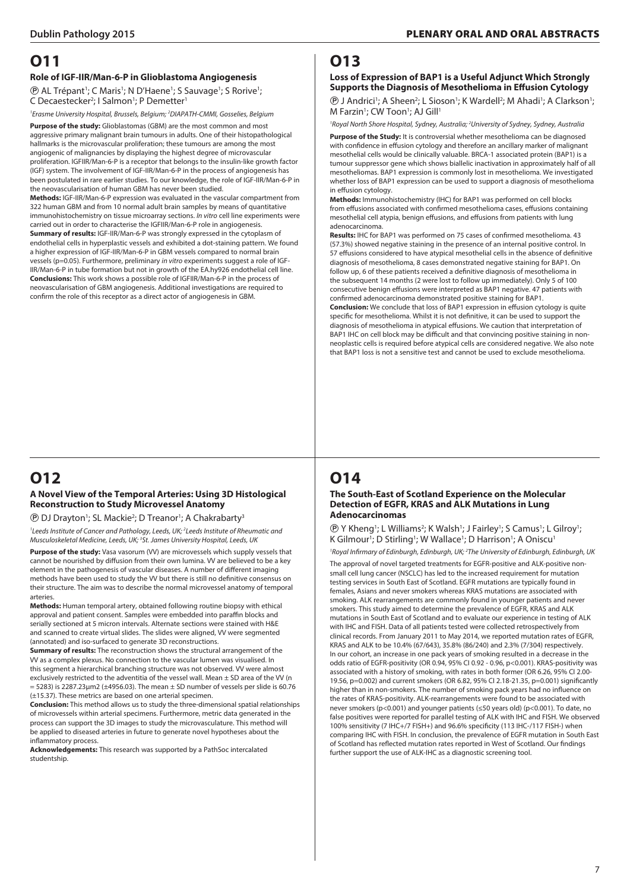# O11

### Role of IGF-IIR/Man-6-P in Glioblastoma Angiogenesis

Ⓟ AL Trépant[1]; C Maris[1]; N D'Haene[1]; S Sauvage[1]; S Rorive[1]; C Decaestecker[2]; I Salmon[1]; P Demetter[1]

[1]*Erasme University Hospital, Brussels, Belgium;* [2]*DIAPATH-CMMI, Gosselies, Belgium*

**Purpose of the study:** Glioblastomas (GBM) are the most common and most aggressive primary malignant brain tumours in adults. One of their histopathological hallmarks is the microvascular proliferation; these tumours are among the most angiogenic of malignancies by displaying the highest degree of microvascular proliferation. IGFIIR/Man-6-P is a receptor that belongs to the insulin-like growth factor (IGF) system. The involvement of IGF-IIR/Man-6-P in the process of angiogenesis has been postulated in rare earlier studies. To our knowledge, the role of IGF-IIR/Man-6-P in the neovascularisation of human GBM has never been studied.

**Methods:** IGF-IIR/Man-6-P expression was evaluated in the vascular compartment from 322 human GBM and from 10 normal adult brain samples by means of quantitative immunohistochemistry on tissue microarray sections. *In vitro* cell line experiments were carried out in order to characterise the IGFIIR/Man-6-P role in angiogenesis.

**Summary of results:** IGF-IIR/Man-6-P was strongly expressed in the cytoplasm of endothelial cells in hyperplastic vessels and exhibited a dot-staining pattern. We found a higher expression of IGF-IIR/Man-6-P in GBM vessels compared to normal brain vessels (p=0.05). Furthermore, preliminary *in vitro* experiments suggest a role of IGF-IIR/Man-6-P in tube formation but not in growth of the EA.hy926 endothelial cell line.

**Conclusions:** This work shows a possible role of IGFIIR/Man-6-P in the process of neovascularisation of GBM angiogenesis. Additional investigations are required to confirm the role of this receptor as a direct actor of angiogenesis in GBM.

# O12

### A Novel View of the Temporal Arteries: Using 3D Histological Reconstruction to Study Microvessel Anatomy

Ⓟ DJ Drayton[1]; SL Mackie[2]; D Treanor[1]; A Chakrabarty[3]

[1]*Leeds Institute of Cancer and Pathology, Leeds, UK;* [2]*Leeds Institute of Rheumatic and Musculoskeletal Medicine, Leeds, UK;* [3]*St. James University Hospital, Leeds, UK*

**Purpose of the study:** Vasa vasorum (VV) are microvessels which supply vessels that cannot be nourished by diffusion from their own lumina. VV are believed to be a key element in the pathogenesis of vascular diseases. A number of different imaging methods have been used to study the VV but there is still no definitive consensus on their structure. The aim was to describe the normal microvessel anatomy of temporal arteries.

**Methods:** Human temporal artery, obtained following routine biopsy with ethical approval and patient consent. Samples were embedded into paraffin blocks and serially sectioned at 5 micron intervals. Alternate sections were stained with H&E and scanned to create virtual slides. The slides were aligned, VV were segmented (annotated) and iso-surfaced to generate 3D reconstructions.

**Summary of results:** The reconstruction shows the structural arrangement of the VV as a complex plexus. No connection to the vascular lumen was visualised. In this segment a hierarchical branching structure was not observed. VV were almost exclusively restricted to the adventitia of the vessel wall. Mean ± SD area of the VV (n = 5283) is 2287.23µm2 (±4956.03). The mean ± SD number of vessels per slide is 60.76 (±15.37). These metrics are based on one arterial specimen.

**Conclusion:** This method allows us to study the three-dimensional spatial relationships of microvessels within arterial specimens. Furthermore, metric data generated in the process can support the 3D images to study the microvasculature. This method will be applied to diseased arteries in future to generate novel hypotheses about the inflammatory process.

**Acknowledgements:** This research was supported by a PathSoc intercalated studentship.

# O13

### Loss of Expression of BAP1 is a Useful Adjunct Which Strongly Supports the Diagnosis of Mesothelioma in Effusion Cytology

Ⓟ J Andrici[1]; A Sheen[2]; L Sioson[1]; K Wardell[2]; M Ahadi[1]; A Clarkson[1]; M Farzin[1]; CW Toon[1]; AJ Gill[1]

[1]*Royal North Shore Hospital, Sydney, Australia;* [2]*University of Sydney, Sydney, Australia*

**Purpose of the Study:** It is controversial whether mesothelioma can be diagnosed with confidence in effusion cytology and therefore an ancillary marker of malignant mesothelial cells would be clinically valuable. BRCA-1 associated protein (BAP1) is a tumour suppressor gene which shows biallelic inactivation in approximately half of all mesotheliomas. BAP1 expression is commonly lost in mesothelioma. We investigated whether loss of BAP1 expression can be used to support a diagnosis of mesothelioma in effusion cytology.

**Methods:** Immunohistochemistry (IHC) for BAP1 was performed on cell blocks from effusions associated with confirmed mesothelioma cases, effusions containing mesothelial cell atypia, benign effusions, and effusions from patients with lung adenocarcinoma.

**Results:** IHC for BAP1 was performed on 75 cases of confirmed mesothelioma. 43 (57.3%) showed negative staining in the presence of an internal positive control. In 57 effusions considered to have atypical mesothelial cells in the absence of definitive diagnosis of mesothelioma, 8 cases demonstrated negative staining for BAP1. On follow up, 6 of these patients received a definitive diagnosis of mesothelioma in the subsequent 14 months (2 were lost to follow up immediately). Only 5 of 100 consecutive benign effusions were interpreted as BAP1 negative. 47 patients with confirmed adenocarcinoma demonstrated positive staining for BAP1.

**Conclusion:** We conclude that loss of BAP1 expression in effusion cytology is quite specific for mesothelioma. Whilst it is not definitive, it can be used to support the diagnosis of mesothelioma in atypical effusions. We caution that interpretation of BAP1 IHC on cell block may be difficult and that convincing positive staining in non-neoplastic cells is required before atypical cells are considered negative. We also note that BAP1 loss is not a sensitive test and cannot be used to exclude mesothelioma.

# O14

### The South-East of Scotland Experience on the Molecular Detection of EGFR, KRAS and ALK Mutations in Lung Adenocarcinomas

Ⓟ Y Kheng[1]; L Williams[2]; K Walsh[1]; J Fairley[1]; S Camus[1]; L Gilroy[1]; K Gilmour[1]; D Stirling[1]; W Wallace[1]; D Harrison[1]; A Oniscu[1]

[1]*Royal Infirmary of Edinburgh, Edinburgh, UK;* [2]*The University of Edinburgh, Edinburgh, UK*

The approval of novel targeted treatments for EGFR-positive and ALK-positive non-small cell lung cancer (NSCLC) has led to the increased requirement for mutation testing services in South East of Scotland. EGFR mutations are typically found in females, Asians and never smokers whereas KRAS mutations are associated with smoking. ALK rearrangements are commonly found in younger patients and never smokers. This study aimed to determine the prevalence of EGFR, KRAS and ALK mutations in South East of Scotland and to evaluate our experience in testing of ALK with IHC and FISH. Data of all patients tested were collected retrospectively from clinical records. From January 2011 to May 2014, we reported mutation rates of EGFR, KRAS and ALK to be 10.4% (67/643), 35.8% (86/240) and 2.3% (7/304) respectively. In our cohort, an increase in one pack years of smoking resulted in a decrease in the odds ratio of EGFR-positivity (OR 0.94, 95% CI 0.92 - 0.96, p<0.001). KRAS-positivity was associated with a history of smoking, with rates in both former (OR 6.26, 95% CI 2.00-19.56, p=0.002) and current smokers (OR 6.82, 95% CI 2.18-21.35, p=0.001) significantly higher than in non-smokers. The number of smoking pack years had no influence on the rates of KRAS-positivity. ALK-rearrangements were found to be associated with never smokers (p<0.001) and younger patients (≤50 years old) (p<0.001). To date, no false positives were reported for parallel testing of ALK with IHC and FISH. We observed 100% sensitivity (7 IHC+/7 FISH+) and 96.6% specificity (113 IHC-/117 FISH-) when comparing IHC with FISH. In conclusion, the prevalence of EGFR mutation in South East of Scotland has reflected mutation rates reported in West of Scotland. Our findings further support the use of ALK-IHC as a diagnostic screening tool.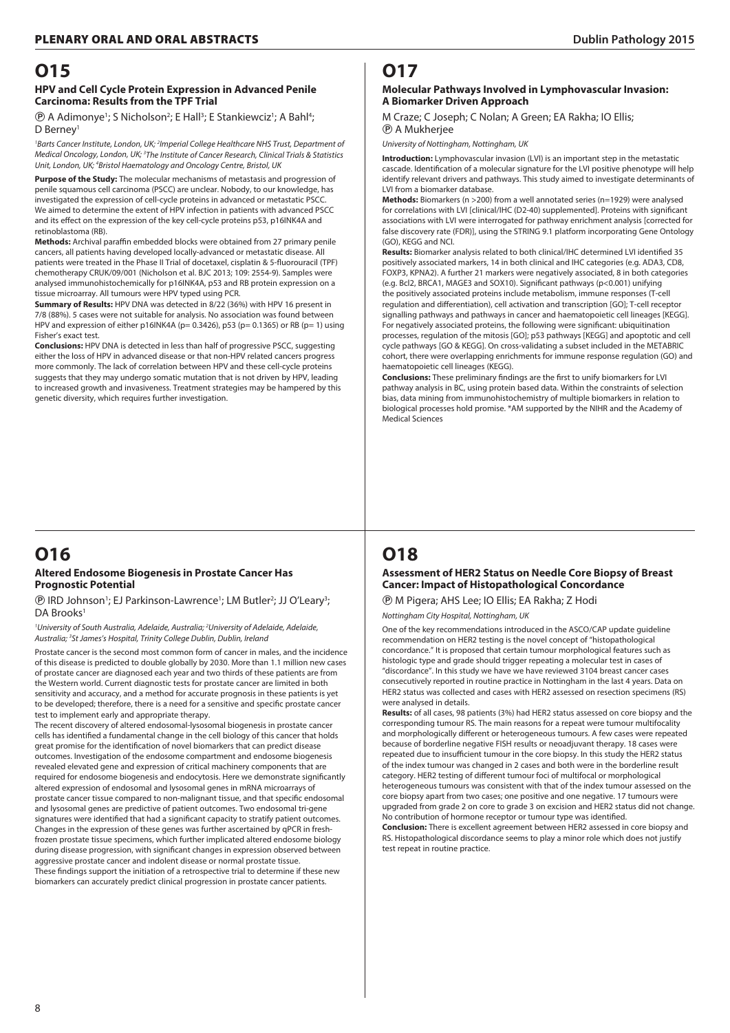# O15

### HTML and Cell Cycle Protein Expression in Advanced Penile Carcinoma: Results from the TPF Trial

Ⓟ A Adimonye[1]; S Nicholson[2]; E Hall[3]; E Stankiewciz[1]; A Bahl[4]; D Berney[1]

*[1]Barts Cancer Institute, London, UK; [2]Imperial College Healthcare NHS Trust, Department of Medical Oncology, London, UK; [3]The Institute of Cancer Research, Clinical Trials & Statistics Unit, London, UK; [4]Bristol Haematology and Oncology Centre, Bristol, UK*

**Purpose of the Study:** The molecular mechanisms of metastasis and progression of penile squamous cell carcinoma (PSCC) are unclear. Nobody, to our knowledge, has investigated the expression of cell-cycle proteins in advanced or metastatic PSCC. We aimed to determine the extent of HPV infection in patients with advanced PSCC and its effect on the expression of the key cell-cycle proteins p53, p16INK4A and retinoblastoma (RB).

**Methods:** Archival paraffin embedded blocks were obtained from 27 primary penile cancers, all patients having developed locally-advanced or metastatic disease. All patients were treated in the Phase II Trial of docetaxel, cisplatin & 5-fluorouracil (TPF) chemotherapy CRUK/09/001 (Nicholson et al. BJC 2013; 109: 2554-9). Samples were analysed immunohistochemically for p16INK4A, p53 and RB protein expression on a tissue microarray. All tumours were HPV typed using PCR.

**Summary of Results:** HPV DNA was detected in 8/22 (36%) with HPV 16 present in 7/8 (88%). 5 cases were not suitable for analysis. No association was found between HPV and expression of either p16INK4A (p= 0.3426), p53 (p= 0.1365) or RB (p= 1) using Fisher's exact test.

**Conclusions:** HPV DNA is detected in less than half of progressive PSCC, suggesting either the loss of HPV in advanced disease or that non-HPV related cancers progress more commonly. The lack of correlation between HPV and these cell-cycle proteins suggests that they may undergo somatic mutation that is not driven by HPV, leading to increased growth and invasiveness. Treatment strategies may be hampered by this genetic diversity, which requires further investigation.

# O16

### Altered Endosome Biogenesis in Prostate Cancer Has Prognostic Potential

Ⓟ IRD Johnson[1]; EJ Parkinson-Lawrence[1]; LM Butler[2]; JJ O'Leary[3]; DA Brooks[1]

*[1]University of South Australia, Adelaide, Australia; [2]University of Adelaide, Adelaide, Australia; [3]St James's Hospital, Trinity College Dublin, Dublin, Ireland*

Prostate cancer is the second most common form of cancer in males, and the incidence of this disease is predicted to double globally by 2030. More than 1.1 million new cases of prostate cancer are diagnosed each year and two thirds of these patients are from the Western world. Current diagnostic tests for prostate cancer are limited in both sensitivity and accuracy, and a method for accurate prognosis in these patients is yet to be developed; therefore, there is a need for a sensitive and specific prostate cancer test to implement early and appropriate therapy.

The recent discovery of altered endosomal-lysosomal biogenesis in prostate cancer cells has identified a fundamental change in the cell biology of this cancer that holds great promise for the identification of novel biomarkers that can predict disease outcomes. Investigation of the endosome compartment and endosome biogenesis revealed elevated gene and expression of critical machinery components that are required for endosome biogenesis and endocytosis. Here we demonstrate significantly altered expression of endosomal and lysosomal genes in mRNA microarrays of prostate cancer tissue compared to non-malignant tissue, and that specific endosomal and lysosomal genes are predictive of patient outcomes. Two endosomal tri-gene signatures were identified that had a significant capacity to stratify patient outcomes. Changes in the expression of these genes was further ascertained by qPCR in fresh-frozen prostate tissue specimens, which further implicated altered endosome biology during disease progression, with significant changes in expression observed between aggressive prostate cancer and indolent disease or normal prostate tissue.

These findings support the initiation of a retrospective trial to determine if these new biomarkers can accurately predict clinical progression in prostate cancer patients.

# O17

### Molecular Pathways Involved in Lymphovascular Invasion: A Biomarker Driven Approach

M Craze; C Joseph; C Nolan; A Green; EA Rakha; IO Ellis; Ⓟ A Mukherjee

*University of Nottingham, Nottingham, UK*

**Introduction:** Lymphovascular invasion (LVI) is an important step in the metastatic cascade. Identification of a molecular signature for the LVI positive phenotype will help identify relevant drivers and pathways. This study aimed to investigate determinants of LVI from a biomarker database.

**Methods:** Biomarkers (n >200) from a well annotated series (n=1929) were analysed for correlations with LVI [clinical/IHC (D2-40) supplemented]. Proteins with significant associations with LVI were interrogated for pathway enrichment analysis [corrected for false discovery rate (FDR)], using the STRING 9.1 platform incorporating Gene Ontology (GO), KEGG and NCI.

**Results:** Biomarker analysis related to both clinical/IHC determined LVI identified 35 positively associated markers, 14 in both clinical and IHC categories (e.g. ADA3, CD8, FOXP3, KPNA2). A further 21 markers were negatively associated, 8 in both categories (e.g. Bcl2, BRCA1, MAGE3 and SOX10). Significant pathways (p<0.001) unifying the positively associated proteins include metabolism, immune responses (T-cell regulation and differentiation), cell activation and transcription [GO]; T-cell receptor signalling pathways and pathways in cancer and haematopoietic cell lineages [KEGG]. For negatively associated proteins, the following were significant: ubiquitination processes, regulation of the mitosis [GO]; p53 pathways [KEGG] and apoptotic and cell cycle pathways [GO & KEGG]. On cross-validating a subset included in the METABRIC cohort, there were overlapping enrichments for immune response regulation (GO) and haematopoietic cell lineages (KEGG).

**Conclusions:** These preliminary findings are the first to unify biomarkers for LVI pathway analysis in BC, using protein based data. Within the constraints of selection bias, data mining from immunohistochemistry of multiple biomarkers in relation to biological processes hold promise. *AM supported by the NIHR and the Academy of Medical Sciences

# O18

### Assessment of HER2 Status on Needle Core Biopsy of Breast Cancer: Impact of Histopathological Concordance

Ⓟ M Pigera; AHS Lee; IO Ellis; EA Rakha; Z Hodi

*Nottingham City Hospital, Nottingham, UK*

One of the key recommendations introduced in the ASCO/CAP update guideline recommendation on HER2 testing is the novel concept of "histopathological concordance." It is proposed that certain tumour morphological features such as histologic type and grade should trigger repeating a molecular test in cases of "discordance". In this study we have we have reviewed 3104 breast cancer cases consecutively reported in routine practice in Nottingham in the last 4 years. Data on HER2 status was collected and cases with HER2 assessed on resection specimens (RS) were analysed in details.

**Results:** of all cases, 98 patients (3%) had HER2 status assessed on core biopsy and the corresponding tumour RS. The main reasons for a repeat were tumour multifocality and morphologically different or heterogeneous tumours. A few cases were repeated because of borderline negative FISH results or neoadjuvant therapy. 18 cases were repeated due to insufficient tumour in the core biopsy. In this study the HER2 status of the index tumour was changed in 2 cases and both were in the borderline result category. HER2 testing of different tumour foci of multifocal or morphological heterogeneous tumours was consistent with that of the index tumour assessed on the core biopsy apart from two cases; one positive and one negative. 17 tumours were upgraded from grade 2 on core to grade 3 on excision and HER2 status did not change. No contribution of hormone receptor or tumour type was identified.

**Conclusion:** There is excellent agreement between HER2 assessed in core biopsy and RS. Histopathological discordance seems to play a minor role which does not justify test repeat in routine practice.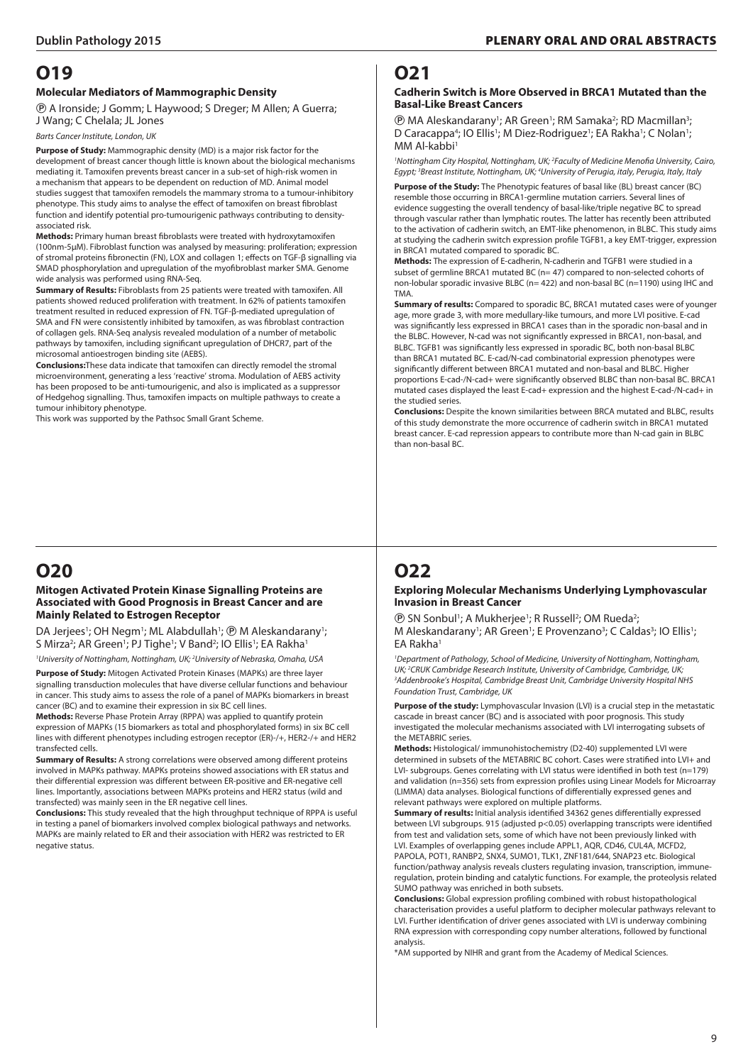# O19

### Molecular Mediators of Mammographic Density

Ⓟ A Ironside; J Gomm; L Haywood; S Dreger; M Allen; A Guerra; J Wang; C Chelala; JL Jones

*Barts Cancer Institute, London, UK*

**Purpose of Study:** Mammographic density (MD) is a major risk factor for the development of breast cancer though little is known about the biological mechanisms mediating it. Tamoxifen prevents breast cancer in a sub-set of high-risk women in a mechanism that appears to be dependent on reduction of MD. Animal model studies suggest that tamoxifen remodels the mammary stroma to a tumour-inhibitory phenotype. This study aims to analyse the effect of tamoxifen on breast fibroblast function and identify potential pro-tumourigenic pathways contributing to density-associated risk.

**Methods:** Primary human breast fibroblasts were treated with hydroxytamoxifen (100nm-5µM). Fibroblast function was analysed by measuring: proliferation; expression of stromal proteins fibronectin (FN), LOX and collagen 1; effects on TGF-β signalling via SMAD phosphorylation and upregulation of the myofibroblast marker SMA. Genome wide analysis was performed using RNA-Seq.

**Summary of Results:** Fibroblasts from 25 patients were treated with tamoxifen. All patients showed reduced proliferation with treatment. In 62% of patients tamoxifen treatment resulted in reduced expression of FN. TGF-β-mediated upregulation of SMA and FN were consistently inhibited by tamoxifen, as was fibroblast contraction of collagen gels. RNA-Seq analysis revealed modulation of a number of metabolic pathways by tamoxifen, including significant upregulation of DHCR7, part of the microsomal antioestrogen binding site (AEBS).

**Conclusions:** These data indicate that tamoxifen can directly remodel the stromal microenvironment, generating a less 'reactive' stroma. Modulation of AEBS activity has been proposed to be anti-tumourigenic, and also is implicated as a suppressor of Hedgehog signalling. Thus, tamoxifen impacts on multiple pathways to create a tumour inhibitory phenotype.

This work was supported by the Pathsoc Small Grant Scheme.

# O20

### Mitogen Activated Protein Kinase Signalling Proteins are Associated with Good Prognosis in Breast Cancer and are Mainly Related to Estrogen Receptor

DA Jerjees[1]; OH Negm[1]; ML Alabdullah[1]; Ⓟ M Aleskandarany[1]; S Mirza[2]; AR Green[1]; PJ Tighe[1]; V Band[2]; IO Ellis[1]; EA Rakha[1]

*[1]University of Nottingham, Nottingham, UK; [2]University of Nebraska, Omaha, USA*

**Purpose of Study:** Mitogen Activated Protein Kinases (MAPKs) are three layer signalling transduction molecules that have diverse cellular functions and behaviour in cancer. This study aims to assess the role of a panel of MAPKs biomarkers in breast cancer (BC) and to examine their expression in six BC cell lines.

**Methods:** Reverse Phase Protein Array (RPPA) was applied to quantify protein expression of MAPKs (15 biomarkers as total and phosphorylated forms) in six BC cell lines with different phenotypes including estrogen receptor (ER)-/+, HER2-/+ and HER2 transfected cells.

**Summary of Results:** A strong correlations were observed among different proteins involved in MAPKs pathway. MAPKs proteins showed associations with ER status and their differential expression was different between ER-positive and ER-negative cell lines. Importantly, associations between MAPKs proteins and HER2 status (wild and transfected) was mainly seen in the ER negative cell lines.

**Conclusions:** This study revealed that the high throughput technique of RPPA is useful in testing a panel of biomarkers involved complex biological pathways and networks. MAPKs are mainly related to ER and their association with HER2 was restricted to ER negative status.

# O21

### Cadherin Switch is More Observed in BRCA1 Mutated than the Basal-Like Breast Cancers

Ⓟ MA Aleskandarany[1]; AR Green[1]; RM Samaka[2]; RD Macmillan[3]; D Caracappa[4]; IO Ellis[1]; M Diez-Rodriguez[1]; EA Rakha[1]; C Nolan[1]; MM Al-kabbi[1]

*[1]Nottingham City Hospital, Nottingham, UK; [2]Faculty of Medicine Menofia University, Cairo, Egypt; [3]Breast Institute, Nottingham, UK; [4]University of Perugia, italy, Perugia, Italy, Italy*

**Purpose of the Study:** The Phenotypic features of basal like (BL) breast cancer (BC) resemble those occurring in BRCA1-germline mutation carriers. Several lines of evidence suggesting the overall tendency of basal-like/triple negative BC to spread through vascular rather than lymphatic routes. The latter has recently been attributed to the activation of cadherin switch, an EMT-like phenomenon, in BLBC. This study aims at studying the cadherin switch expression profile TGFB1, a key EMT-trigger, expression in BRCA1 mutated compared to sporadic BC.

**Methods:** The expression of E-cadherin, N-cadherin and TGFB1 were studied in a subset of germline BRCA1 mutated BC (n= 47) compared to non-selected cohorts of non-lobular sporadic invasive BLBC (n= 422) and non-basal BC (n=1190) using IHC and TMA.

**Summary of results:** Compared to sporadic BC, BRCA1 mutated cases were of younger age, more grade 3, with more medullary-like tumours, and more LVI positive. E-cad was significantly less expressed in BRCA1 cases than in the sporadic non-basal and in the BLBC. However, N-cad was not significantly expressed in BRCA1, non-basal, and BLBC. TGFB1 was significantly less expressed in sporadic BC, both non-basal BLBC than BRCA1 mutated BC. E-cad/N-cad combinatorial expression phenotypes were significantly different between BRCA1 mutated and non-basal and BLBC. Higher proportions E-cad-/N-cad+ were significantly observed BLBC than non-basal BC. BRCA1 mutated cases displayed the least E-cad+ expression and the highest E-cad-/N-cad+ in the studied series.

**Conclusions:** Despite the known similarities between BRCA mutated and BLBC, results of this study demonstrate the more occurrence of cadherin switch in BRCA1 mutated breast cancer. E-cad repression appears to contribute more than N-cad gain in BLBC than non-basal BC.

# O22

### Exploring Molecular Mechanisms Underlying Lymphovascular Invasion in Breast Cancer

Ⓟ SN Sonbul[1]; A Mukherjee[1]; R Russell[2]; OM Rueda[2]; M Aleskandarany[1]; AR Green[1]; E Provenzano[3]; C Caldas[3]; IO Ellis[1]; EA Rakha[1]

*[1]Department of Pathology, School of Medicine, University of Nottingham, Nottingham, UK; [2]CRUK Cambridge Research Institute, University of Cambridge, Cambridge, UK; [3]Addenbrooke's Hospital, Cambridge Breast Unit, Cambridge University Hospital NHS Foundation Trust, Cambridge, UK*

**Purpose of the study:** Lymphovascular Invasion (LVI) is a crucial step in the metastatic cascade in breast cancer (BC) and is associated with poor prognosis. This study investigated the molecular mechanisms associated with LVI interrogating subsets of the METABRIC series.

**Methods:** Histological/ immunohistochemistry (D2-40) supplemented LVI were determined in subsets of the METABRIC BC cohort. Cases were stratified into LVI+ and LVI- subgroups. Genes correlating with LVI status were identified in both test (n=179) and validation (n=356) sets from expression profiles using Linear Models for Microarray (LIMMA) data analyses. Biological functions of differentially expressed genes and relevant pathways were explored on multiple platforms.

**Summary of results:** Initial analysis identified 34362 genes differentially expressed between LVI subgroups. 915 (adjusted $p<0.05$) overlapping transcripts were identified from test and validation sets, some of which have not been previously linked with LVI. Examples of overlapping genes include APPL1, AQR, CD46, CUL4A, MCFD2, PAPOLA, POT1, RANBP2, SNX4, SUMO1, TLK1, ZNF181/644, SNAP23 etc. Biological function/pathway analysis reveals clusters regulating invasion, transcription, immune-regulation, protein binding and catalytic functions. For example, the proteolysis related SUMO pathway was enriched in both subsets.

**Conclusions:** Global expression profiling combined with robust histopathological characterisation provides a useful platform to decipher molecular pathways relevant to LVI. Further identification of driver genes associated with LVI is underway combining RNA expression with corresponding copy number alterations, followed by functional analysis.

*AM supported by NIHR and grant from the Academy of Medical Sciences.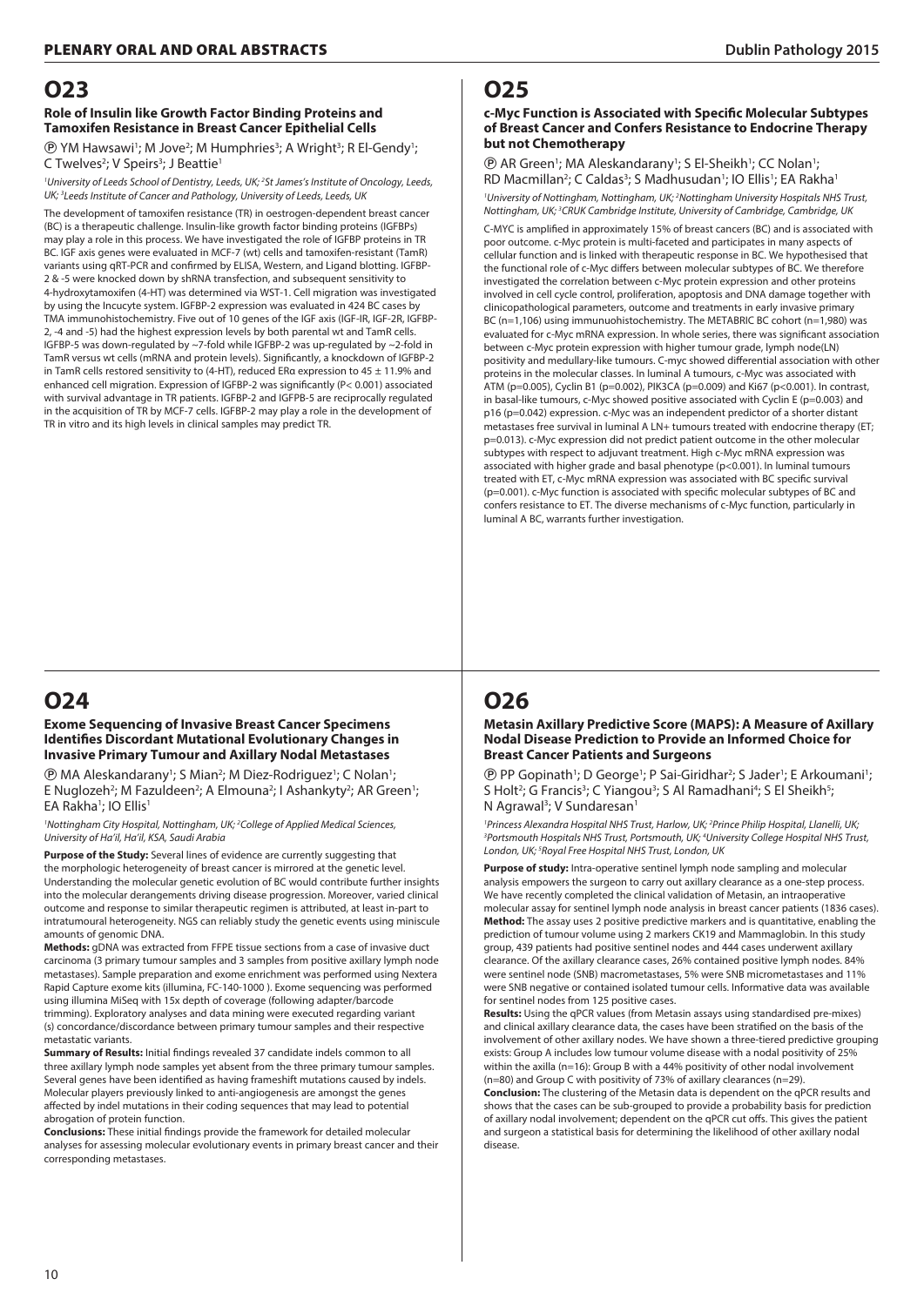# O23

### Role of Insulin like Growth Factor Binding Proteins and Tamoxifen Resistance in Breast Cancer Epithelial Cells

Ⓟ YM Hawsawi[1]; M Jove[2]; M Humphries[3]; A Wright[3]; R El-Gendy[1]; C Twelves[2]; V Speirs[3]; J Beattie[1]

*[1]University of Leeds School of Dentistry, Leeds, UK; [2]St James's Institute of Oncology, Leeds, UK; [3]Leeds Institute of Cancer and Pathology, University of Leeds, Leeds, UK*

The development of tamoxifen resistance (TR) in oestrogen-dependent breast cancer (BC) is a therapeutic challenge. Insulin-like growth factor binding proteins (IGFBPs) may play a role in this process. We have investigated the role of IGFBP proteins in TR BC. IGF axis genes were evaluated in MCF-7 (wt) cells and tamoxifen-resistant (TamR) variants using qRT-PCR and confirmed by ELISA, Western, and Ligand blotting. IGFBP-2 & -5 were knocked down by shRNA transfection, and subsequent sensitivity to 4-hydroxytamoxifen (4-HT) was determined via WST-1. Cell migration was investigated by using the Incucyte system. IGFBP-2 expression was evaluated in 424 BC cases by TMA immunohistochemistry. Five out of 10 genes of the IGF axis (IGF-IR, IGF-2R, IGFBP-2, -4 and -5) had the highest expression levels by both parental wt and TamR cells. IGFBP-5 was down-regulated by ~7-fold while IGFBP-2 was up-regulated by ~2-fold in TamR versus wt cells (mRNA and protein levels). Significantly, a knockdown of IGFBP-2 in TamR cells restored sensitivity to (4-HT), reduced ERα expression to 45 ± 11.9% and enhanced cell migration. Expression of IGFBP-2 was significantly (P< 0.001) associated with survival advantage in TR patients. IGFBP-2 and IGFPB-5 are reciprocally regulated in the acquisition of TR by MCF-7 cells. IGFBP-2 may play a role in the development of TR in vitro and its high levels in clinical samples may predict TR.

# O24

### Exome Sequencing of Invasive Breast Cancer Specimens Identifies Discordant Mutational Evolutionary Changes in Invasive Primary Tumour and Axillary Nodal Metastases

Ⓟ MA Aleskandarany[1]; S Mian[2]; M Diez-Rodriguez[1]; C Nolan[1]; E Nuglozeh[2]; M Fazuldeen[2]; A Elmouna[2]; I Ashankyty[2]; AR Green[1]; EA Rakha[1]; IO Ellis[1]

*[1]Nottingham City Hospital, Nottingham, UK; [2]College of Applied Medical Sciences, University of Ha'il, Ha'il, KSA, Saudi Arabia*

**Purpose of the Study:** Several lines of evidence are currently suggesting that the morphologic heterogeneity of breast cancer is mirrored at the genetic level. Understanding the molecular genetic evolution of BC would contribute further insights into the molecular derangements driving disease progression. Moreover, varied clinical outcome and response to similar therapeutic regimen is attributed, at least in-part to intratumoural heterogeneity. NGS can reliably study the genetic events using miniscule amounts of genomic DNA.

**Methods:** gDNA was extracted from FFPE tissue sections from a case of invasive duct carcinoma (3 primary tumour samples and 3 samples from positive axillary lymph node metastases). Sample preparation and exome enrichment was performed using Nextera Rapid Capture exome kits (illumina, FC-140-1000 ). Exome sequencing was performed using illumina MiSeq with 15x depth of coverage (following adapter/barcode trimming). Exploratory analyses and data mining were executed regarding variant (s) concordance/discordance between primary tumour samples and their respective metastatic variants.

**Summary of Results:** Initial findings revealed 37 candidate indels common to all three axillary lymph node samples yet absent from the three primary tumour samples. Several genes have been identified as having frameshift mutations caused by indels. Molecular players previously linked to anti-angiogenesis are amongst the genes affected by indel mutations in their coding sequences that may lead to potential abrogation of protein function.

**Conclusions:** These initial findings provide the framework for detailed molecular analyses for assessing molecular evolutionary events in primary breast cancer and their corresponding metastases.

# O25

### c-Myc Function is Associated with Specific Molecular Subtypes of Breast Cancer and Confers Resistance to Endocrine Therapy but not Chemotherapy

Ⓟ AR Green[1]; MA Aleskandarany[1]; S El-Sheikh[1]; CC Nolan[1]; RD Macmillan[2]; C Caldas[3]; S Madhusudan[1]; IO Ellis[1]; EA Rakha[1]

*[1]University of Nottingham, Nottingham, UK; [2]Nottingham University Hospitals NHS Trust, Nottingham, UK; [3]CRUK Cambridge Institute, University of Cambridge, Cambridge, UK*

C-MYC is amplified in approximately 15% of breast cancers (BC) and is associated with poor outcome. c-Myc protein is multi-faceted and participates in many aspects of cellular function and is linked with therapeutic response in BC. We hypothesised that the functional role of c-Myc differs between molecular subtypes of BC. We therefore investigated the correlation between c-Myc protein expression and other proteins involved in cell cycle control, proliferation, apoptosis and DNA damage together with clinicopathological parameters, outcome and treatments in early invasive primary BC (n=1,106) using immunohistochemistry. The METABRIC BC cohort (n=1,980) was evaluated for c-Myc mRNA expression. In whole series, there was significant association between c-Myc protein expression with higher tumour grade, lymph node(LN) positivity and medullary-like tumours. C-myc showed differential association with other proteins in the molecular classes. In luminal A tumours, c-Myc was associated with ATM (p=0.005), Cyclin B1 (p=0.002), PIK3CA (p=0.009) and Ki67 (p<0.001). In contrast, in basal-like tumours, c-Myc showed positive associated with Cyclin E (p=0.003) and p16 (p=0.042) expression. c-Myc was an independent predictor of a shorter distant metastases free survival in luminal A LN+ tumours treated with endocrine therapy (ET; p=0.013). c-Myc expression did not predict patient outcome in the other molecular subtypes with respect to adjuvant treatment. High c-Myc mRNA expression was associated with higher grade and basal phenotype (p<0.001). In luminal tumours treated with ET, c-Myc mRNA expression was associated with BC specific survival (p=0.001). c-Myc function is associated with specific molecular subtypes of BC and confers resistance to ET. The diverse mechanisms of c-Myc function, particularly in luminal A BC, warrants further investigation.

# O26

### Metasin Axillary Predictive Score (MAPS): A Measure of Axillary Nodal Disease Prediction to Provide an Informed Choice for Breast Cancer Patients and Surgeons

Ⓟ PP Gopinath[1]; D George[1]; P Sai-Giridhar[2]; S Jader[1]; E Arkoumani[1]; S Holt[2]; G Francis[3]; C Yiangou[3]; S Al Ramadhani[4]; S El Sheikh[5]; N Agrawal[3]; V Sundaresan[1]

*[1]Princess Alexandra Hospital NHS Trust, Harlow, UK; [2]Prince Philip Hospital, Llanelli, UK; [3]Portsmouth Hospitals NHS Trust, Portsmouth, UK; [4]University College Hospital NHS Trust, London, UK; [5]Royal Free Hospital NHS Trust, London, UK*

**Purpose of study:** Intra-operative sentinel lymph node sampling and molecular analysis empowers the surgeon to carry out axillary clearance as a one-step process. We have recently completed the clinical validation of Metasin, an intraoperative molecular assay for sentinel lymph node analysis in breast cancer patients (1836 cases).

**Method:** The assay uses 2 positive predictive markers and is quantitative, enabling the prediction of tumour volume using 2 markers CK19 and Mammaglobin. In this study group, 439 patients had positive sentinel nodes and 444 cases underwent axillary clearance. Of the axillary clearance cases, 26% contained positive lymph nodes. 84% were sentinel node (SNB) macrometastases, 5% were SNB micrometastases and 11% were SNB negative or contained isolated tumour cells. Informative data was available for sentinel nodes from 125 positive cases.

**Results:** Using the qPCR values (from Metasin assays using standardised pre-mixes) and clinical axillary clearance data, the cases have been stratified on the basis of the involvement of other axillary nodes. We have shown a three-tiered predictive grouping exists: Group A includes low tumour volume disease with a nodal positivity of 25% within the axilla (n=16): Group B with a 44% positivity of other nodal involvement (n=80) and Group C with positivity of 73% of axillary clearances (n=29).

**Conclusion:** The clustering of the Metasin data is dependent on the qPCR results and shows that the cases can be sub-grouped to provide a probability basis for prediction of axillary nodal involvement; dependent on the qPCR cut offs. This gives the patient and surgeon a statistical basis for determining the likelihood of other axillary nodal disease.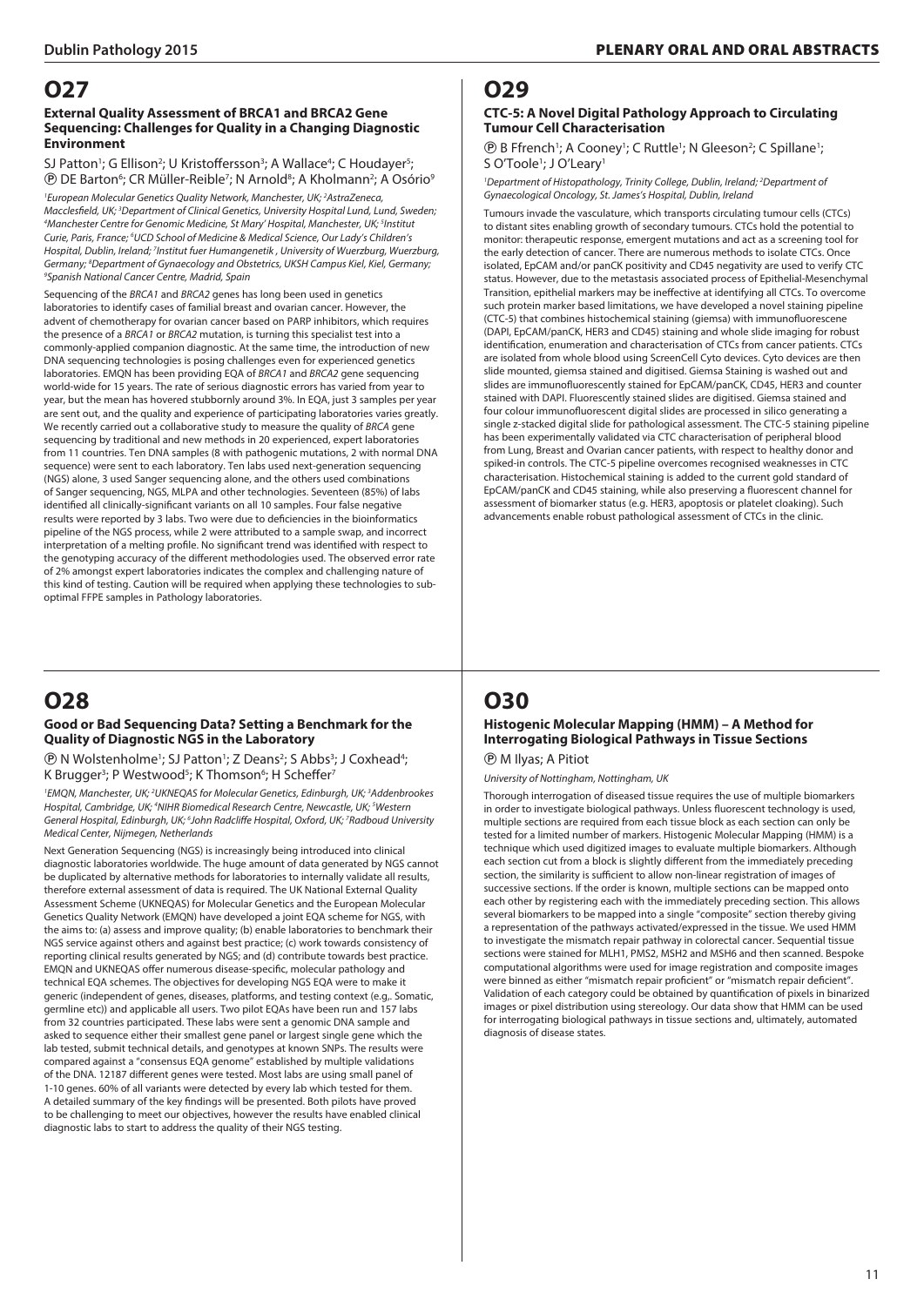# O27

### External Quality Assessment of BRCA1 and BRCA2 Gene Sequencing: Challenges for Quality in a Changing Diagnostic Environment

SJ Patton[1]; G Ellison[2]; U Kristoffersson[3]; A Wallace[4]; C Houdayer[5]; Ⓟ DE Barton[6]; CR Müller-Reible[7]; N Arnold[8]; A Kholmann[2]; A Osório[9]

*[1]European Molecular Genetics Quality Network, Manchester, UK; [2]AstraZeneca, Macclesfield, UK; [3]Department of Clinical Genetics, University Hospital Lund, Lund, Sweden; [4]Manchester Centre for Genomic Medicine, St Mary' Hospital, Manchester, UK; [5]Institut Curie, Paris, France; [6]UCD School of Medicine & Medical Science, Our Lady's Children's Hospital, Dublin, Ireland; [7]Institut fuer Humangenetik , University of Wuerzburg, Wuerzburg, Germany; [8]Department of Gynaecology and Obstetrics, UKSH Campus Kiel, Kiel, Germany; [9]Spanish National Cancer Centre, Madrid, Spain*

Sequencing of the *BRCA1* and *BRCA2* genes has long been used in genetics laboratories to identify cases of familial breast and ovarian cancer. However, the advent of chemotherapy for ovarian cancer based on PARP inhibitors, which requires the presence of a *BRCA1* or *BRCA2* mutation, is turning this specialist test into a commonly-applied companion diagnostic. At the same time, the introduction of new DNA sequencing technologies is posing challenges even for experienced genetics laboratories. EMQN has been providing EQA of *BRCA1* and *BRCA2* gene sequencing world-wide for 15 years. The rate of serious diagnostic errors has varied from year to year, but the mean has hovered stubbornly around 3%. In EQA, just 3 samples per year are sent out, and the quality and experience of participating laboratories varies greatly. We recently carried out a collaborative study to measure the quality of *BRCA* gene sequencing by traditional and new methods in 20 experienced, expert laboratories from 11 countries. Ten DNA samples (8 with pathogenic mutations, 2 with normal DNA sequence) were sent to each laboratory. Ten labs used next-generation sequencing (NGS) alone, 3 used Sanger sequencing alone, and the others used combinations of Sanger sequencing, NGS, MLPA and other technologies. Seventeen (85%) of labs identified all clinically-significant variants on all 10 samples. Four false negative results were reported by 3 labs. Two were due to deficiencies in the bioinformatics pipeline of the NGS process, while 2 were attributed to a sample swap, and incorrect interpretation of a melting profile. No significant trend was identified with respect to the genotyping accuracy of the different methodologies used. The observed error rate of 2% amongst expert laboratories indicates the complex and challenging nature of this kind of testing. Caution will be required when applying these technologies to sub-optimal FFPE samples in Pathology laboratories.

# O28

### Good or Bad Sequencing Data? Setting a Benchmark for the Quality of Diagnostic NGS in the Laboratory

Ⓟ N Wolstenholme[1]; SJ Patton[1]; Z Deans[2]; S Abbs[3]; J Coxhead[4]; K Brugger[3]; P Westwood[5]; K Thomson[6]; H Scheffer[7]

*[1]EMQN, Manchester, UK; [2]UKNEQAS for Molecular Genetics, Edinburgh, UK; [3]Addenbrookes Hospital, Cambridge, UK; [4]NIHR Biomedical Research Centre, Newcastle, UK; [5]Western General Hospital, Edinburgh, UK; [6]John Radcliffe Hospital, Oxford, UK; [7]Radboud University Medical Center, Nijmegen, Netherlands*

Next Generation Sequencing (NGS) is increasingly being introduced into clinical diagnostic laboratories worldwide. The huge amount of data generated by NGS cannot be duplicated by alternative methods for laboratories to internally validate all results, therefore external assessment of data is required. The UK National External Quality Assessment Scheme (UKNEQAS) for Molecular Genetics and the European Molecular Genetics Quality Network (EMQN) have developed a joint EQA scheme for NGS, with the aims to: (a) assess and improve quality; (b) enable laboratories to benchmark their NGS service against others and against best practice; (c) work towards consistency of reporting clinical results generated by NGS; and (d) contribute towards best practice. EMQN and UKNEQAS offer numerous disease-specific, molecular pathology and technical EQA schemes. The objectives for developing NGS EQA were to make it generic (independent of genes, diseases, platforms, and testing context (e.g,. Somatic, germline etc)) and applicable all users. Two pilot EQAs have been run and 157 labs from 32 countries participated. These labs were sent a genomic DNA sample and asked to sequence either their smallest gene panel or largest single gene which the lab tested, submit technical details, and genotypes at known SNPs. The results were compared against a "consensus EQA genome" established by multiple validations of the DNA. 12187 different genes were tested. Most labs are using small panel of 1-10 genes. 60% of all variants were detected by every lab which tested for them. A detailed summary of the key findings will be presented. Both pilots have proved to be challenging to meet our objectives, however the results have enabled clinical diagnostic labs to start to address the quality of their NGS testing.

# O29

### CTC-5: A Novel Digital Pathology Approach to Circulating Tumour Cell Characterisation

Ⓟ B Ffrench[1]; A Cooney[1]; C Ruttle[1]; N Gleeson[2]; C Spillane[1]; S O'Toole[1]; J O'Leary[1]

*[1]Department of Histopathology, Trinity College, Dublin, Ireland; [2]Department of Gynaecological Oncology, St. James's Hospital, Dublin, Ireland*

Tumours invade the vasculature, which transports circulating tumour cells (CTCs) to distant sites enabling growth of secondary tumours. CTCs hold the potential to monitor: therapeutic response, emergent mutations and act as a screening tool for the early detection of cancer. There are numerous methods to isolate CTCs. Once isolated, EpCAM and/or panCK positivity and CD45 negativity are used to verify CTC status. However, due to the metastasis associated process of Epithelial-Mesenchymal Transition, epithelial markers may be ineffective at identifying all CTCs. To overcome such protein marker based limitations, we have developed a novel staining pipeline (CTC-5) that combines histochemical staining (giemsa) with immunofluorescence (DAPI, EpCAM/panCK, HER3 and CD45) staining and whole slide imaging for robust identification, enumeration and characterisation of CTCs from cancer patients. CTCs are isolated from whole blood using ScreenCell Cyto devices. Cyto devices are then slide mounted, giemsa stained and digitised. Giemsa Staining is washed out and slides are immunofluorescently stained for EpCAM/panCK, CD45, HER3 and counter stained with DAPI. Fluorescently stained slides are digitised. Giemsa stained and four colour immunofluorescent digital slides are processed in silico generating a single z-stacked digital slide for pathological assessment. The CTC-5 staining pipeline has been experimentally validated via CTC characterisation of peripheral blood from Lung, Breast and Ovarian cancer patients, with respect to healthy donor and spiked-in controls. The CTC-5 pipeline overcomes recognised weaknesses in CTC characterisation. Histochemical staining is added to the current gold standard of EpCAM/panCK and CD45 staining, while also preserving a fluorescent channel for assessment of biomarker status (e.g. HER3, apoptosis or platelet cloaking). Such advancements enable robust pathological assessment of CTCs in the clinic.

# O30

### Histogenic Molecular Mapping (HMM) – A Method for Interrogating Biological Pathways in Tissue Sections

Ⓟ M Ilyas; A Pitiot

*University of Nottingham, Nottingham, UK*

Thorough interrogation of diseased tissue requires the use of multiple biomarkers in order to investigate biological pathways. Unless fluorescent technology is used, multiple sections are required from each tissue block as each section can only be tested for a limited number of markers. Histogenic Molecular Mapping (HMM) is a technique which used digitized images to evaluate multiple biomarkers. Although each section cut from a block is slightly different from the immediately preceding section, the similarity is sufficient to allow non-linear registration of images of successive sections. If the order is known, multiple sections can be mapped onto each other by registering each with the immediately preceding section. This allows several biomarkers to be mapped into a single "composite" section thereby giving a representation of the pathways activated/expressed in the tissue. We used HMM to investigate the mismatch repair pathway in colorectal cancer. Sequential tissue sections were stained for MLH1, PMS2, MSH2 and MSH6 and then scanned. Bespoke computational algorithms were used for image registration and composite images were binned as either "mismatch repair proficient" or "mismatch repair deficient". Validation of each category could be obtained by quantification of pixels in binarized images or pixel distribution using stereology. Our data show that HMM can be used for interrogating biological pathways in tissue sections and, ultimately, automated diagnosis of disease states.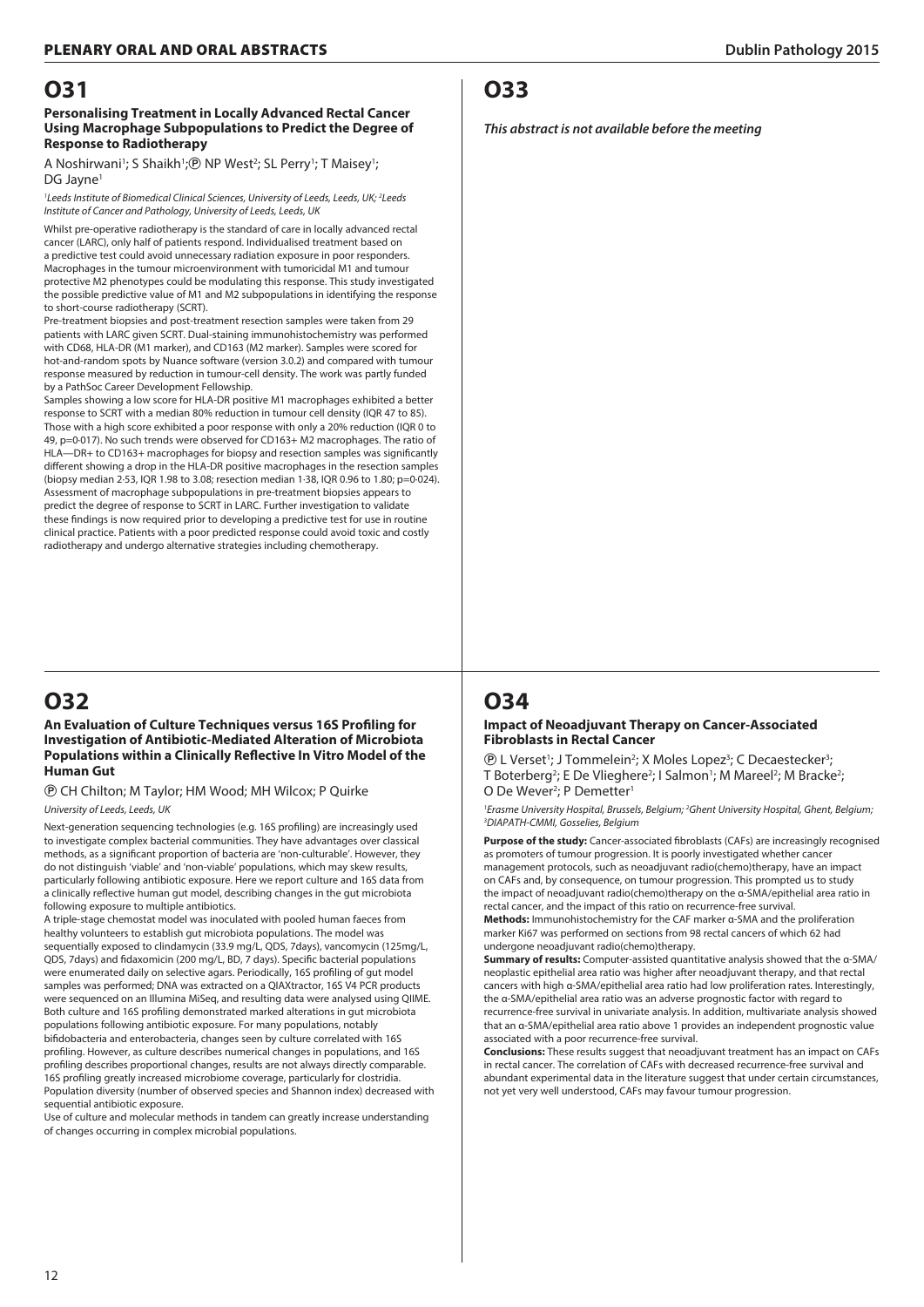# O31

### Personalising Treatment in Locally Advanced Rectal Cancer Using Macrophage Subpopulations to Predict the Degree of Response to Radiotherapy

A Noshirwani[1]; S Shaikh[1]; Ⓟ NP West[2]; SL Perry[1]; T Maisey[1]; DG Jayne[1]

*[1]Leeds Institute of Biomedical Clinical Sciences, University of Leeds, Leeds, UK; [2]Leeds Institute of Cancer and Pathology, University of Leeds, Leeds, UK*

Whilst pre-operative radiotherapy is the standard of care in locally advanced rectal cancer (LARC), only half of patients respond. Individualised treatment based on a predictive test could avoid unnecessary radiation exposure in poor responders. Macrophages in the tumour microenvironment with tumoricidal M1 and tumour protective M2 phenotypes could be modulating this response. This study investigated the possible predictive value of M1 and M2 subpopulations in identifying the response to short-course radiotherapy (SCRT).

Pre-treatment biopsies and post-treatment resection samples were taken from 29 patients with LARC given SCRT. Dual-staining immunohistochemistry was performed with CD68, HLA-DR (M1 marker), and CD163 (M2 marker). Samples were scored for hot-and-random spots by Nuance software (version 3.0.2) and compared with tumour response measured by reduction in tumour-cell density. The work was partly funded by a PathSoc Career Development Fellowship.

Samples showing a low score for HLA-DR positive M1 macrophages exhibited a better response to SCRT with a median 80% reduction in tumour cell density (IQR 47 to 85). Those with a high score exhibited a poor response with only a 20% reduction (IQR 0 to 49, p=0·017). No such trends were observed for CD163+ M2 macrophages. The ratio of HLA—DR+ to CD163+ macrophages for biopsy and resection samples was significantly different showing a drop in the HLA-DR positive macrophages in the resection samples (biopsy median 2·53, IQR 1.98 to 3.08; resection median 1·38, IQR 0.96 to 1.80; p=0·024).

Assessment of macrophage subpopulations in pre-treatment biopsies appears to predict the degree of response to SCRT in LARC. Further investigation to validate these findings is now required prior to developing a predictive test for use in routine clinical practice. Patients with a poor predicted response could avoid toxic and costly radiotherapy and undergo alternative strategies including chemotherapy.

# O32

### An Evaluation of Culture Techniques versus 16S Profiling for Investigation of Antibiotic-Mediated Alteration of Microbiota Populations within a Clinically Reflective In Vitro Model of the Human Gut

Ⓟ CH Chilton; M Taylor; HM Wood; MH Wilcox; P Quirke

*University of Leeds, Leeds, UK*

Next-generation sequencing technologies (e.g. 16S profiling) are increasingly used to investigate complex bacterial communities. They have advantages over classical methods, as a significant proportion of bacteria are 'non-culturable'. However, they do not distinguish 'viable' and 'non-viable' populations, which may skew results, particularly following antibiotic exposure. Here we report culture and 16S data from a clinically reflective human gut model, describing changes in the gut microbiota following exposure to multiple antibiotics.

A triple-stage chemostat model was inoculated with pooled human faeces from healthy volunteers to establish gut microbiota populations. The model was sequentially exposed to clindamycin (33.9 mg/L, QDS, 7days), vancomycin (125mg/L, QDS, 7days) and fidaxomicin (200 mg/L, BD, 7 days). Specific bacterial populations were enumerated daily on selective agars. Periodically, 16S profiling of gut model samples was performed; DNA was extracted on a QIAXtractor, 16S V4 PCR products were sequenced on an Illumina MiSeq, and resulting data were analysed using QIIME.

Both culture and 16S profiling demonstrated marked alterations in gut microbiota populations following antibiotic exposure. For many populations, notably bifidobacteria and enterobacteria, changes seen by culture correlated with 16S profiling. However, as culture describes numerical changes in populations, and 16S profiling describes proportional changes, results are not always directly comparable. 16S profiling greatly increased microbiome coverage, particularly for clostridia. Population diversity (number of observed species and Shannon index) decreased with sequential antibiotic exposure.

Use of culture and molecular methods in tandem can greatly increase understanding of changes occurring in complex microbial populations.

# O33

***This abstract is not available before the meeting***

# O34

### Impact of Neoadjuvant Therapy on Cancer-Associated Fibroblasts in Rectal Cancer

Ⓟ L Verset[1]; J Tommelein[2]; X Moles Lopez[3]; C Decaestecker[3]; T Boterberg[2]; E De Vlieghere[2]; I Salmon[1]; M Mareel[2]; M Bracke[2]; O De Wever[2]; P Demetter[1]

*[1]Erasme University Hospital, Brussels, Belgium; [2]Ghent University Hospital, Ghent, Belgium; [3]DIAPATH-CMMI, Gosselies, Belgium*

**Purpose of the study:** Cancer-associated fibroblasts (CAFs) are increasingly recognised as promoters of tumour progression. It is poorly investigated whether cancer management protocols, such as neoadjuvant radio(chemo)therapy, have an impact on CAFs and, by consequence, on tumour progression. This prompted us to study the impact of neoadjuvant radio(chemo)therapy on the α-SMA/epithelial area ratio in rectal cancer, and the impact of this ratio on recurrence-free survival.

**Methods:** Immunohistochemistry for the CAF marker α-SMA and the proliferation marker Ki67 was performed on sections from 98 rectal cancers of which 62 had undergone neoadjuvant radio(chemo)therapy.

**Summary of results:** Computer-assisted quantitative analysis showed that the α-SMA/neoplastic epithelial area ratio was higher after neoadjuvant therapy, and that rectal cancers with high α-SMA/epithelial area ratio had low proliferation rates. Interestingly, the α-SMA/epithelial area ratio was an adverse prognostic factor with regard to recurrence-free survival in univariate analysis. In addition, multivariate analysis showed that an α-SMA/epithelial area ratio above 1 provides an independent prognostic value associated with a poor recurrence-free survival.

**Conclusions:** These results suggest that neoadjuvant treatment has an impact on CAFs in rectal cancer. The correlation of CAFs with decreased recurrence-free survival and abundant experimental data in the literature suggest that under certain circumstances, not yet very well understood, CAFs may favour tumour progression.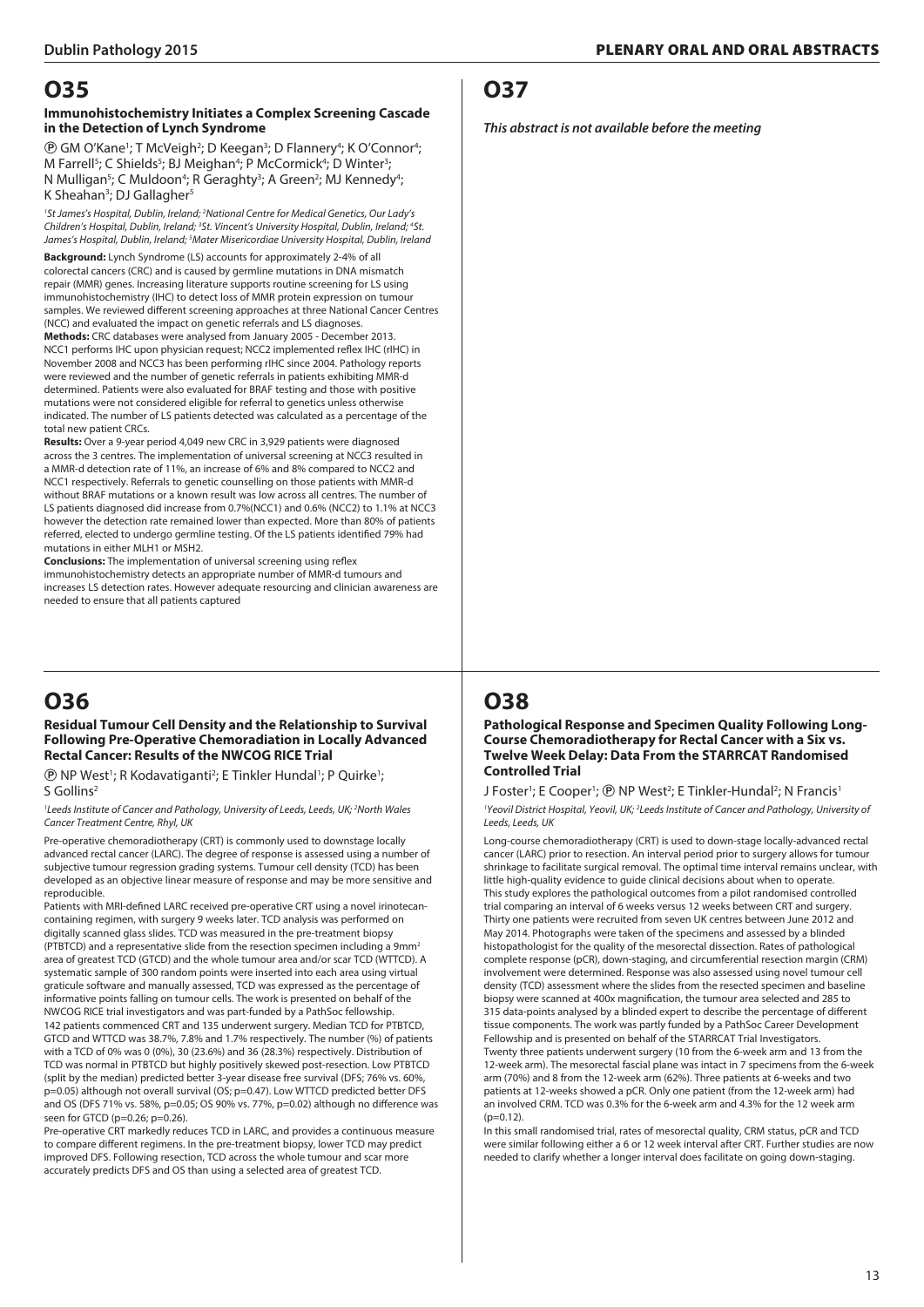# O35

### Immunohistochemistry Initiates a Complex Screening Cascade in the Detection of Lynch Syndrome

Ⓟ GM O'Kane[1]; T McVeigh[2]; D Keegan[3]; D Flannery[4]; K O'Connor[4]; M Farrell[5]; C Shields[5]; BJ Meighan[4]; P McCormick[4]; D Winter[3]; N Mulligan[5]; C Muldoon[4]; R Geraghty[3]; A Green[2]; MJ Kennedy[4]; K Sheahan[3]; DJ Gallagher[5]

*[1]St James's Hospital, Dublin, Ireland; [2]National Centre for Medical Genetics, Our Lady's Children's Hospital, Dublin, Ireland; [3]St. Vincent's University Hospital, Dublin, Ireland; [4]St. James's Hospital, Dublin, Ireland; [5]Mater Misericordiae University Hospital, Dublin, Ireland*

**Background:** Lynch Syndrome (LS) accounts for approximately 2-4% of all colorectal cancers (CRC) and is caused by germline mutations in DNA mismatch repair (MMR) genes. Increasing literature supports routine screening for LS using immunohistochemistry (IHC) to detect loss of MMR protein expression on tumour samples. We reviewed different screening approaches at three National Cancer Centres (NCC) and evaluated the impact on genetic referrals and LS diagnoses.

**Methods:** CRC databases were analysed from January 2005 - December 2013. NCC1 performs IHC upon physician request; NCC2 implemented reflex IHC (rIHC) in November 2008 and NCC3 has been performing rIHC since 2004. Pathology reports were reviewed and the number of genetic referrals in patients exhibiting MMR-d determined. Patients were also evaluated for BRAF testing and those with positive mutations were not considered eligible for referral to genetics unless otherwise indicated. The number of LS patients detected was calculated as a percentage of the total new patient CRCs.

**Results:** Over a 9-year period 4,049 new CRC in 3,929 patients were diagnosed across the 3 centres. The implementation of universal screening at NCC3 resulted in a MMR-d detection rate of 11%, an increase of 6% and 8% compared to NCC2 and NCC1 respectively. Referrals to genetic counselling on those patients with MMR-d without BRAF mutations or a known result was low across all centres. The number of LS patients diagnosed did increase from 0.7%(NCC1) and 0.6% (NCC2) to 1.1% at NCC3 however the detection rate remained lower than expected. More than 80% of patients referred, elected to undergo germline testing. Of the LS patients identified 79% had mutations in either MLH1 or MSH2.

**Conclusions:** The implementation of universal screening using reflex immunohistochemistry detects an appropriate number of MMR-d tumours and increases LS detection rates. However adequate resourcing and clinician awareness are needed to ensure that all patients captured

# O36

### Residual Tumour Cell Density and the Relationship to Survival Following Pre-Operative Chemoradiation in Locally Advanced Rectal Cancer: Results of the NWCOG RICE Trial

Ⓟ NP West[1]; R Kodavatiganti[2]; E Tinkler Hundal[1]; P Quirke[1]; S Gollins[2]

*[1]Leeds Institute of Cancer and Pathology, University of Leeds, Leeds, UK; [2]North Wales Cancer Treatment Centre, Rhyl, UK*

Pre-operative chemoradiotherapy (CRT) is commonly used to downstage locally advanced rectal cancer (LARC). The degree of response is assessed using a number of subjective tumour regression grading systems. Tumour cell density (TCD) has been developed as an objective linear measure of response and may be more sensitive and reproducible.

Patients with MRI-defined LARC received pre-operative CRT using a novel irinotecan-containing regimen, with surgery 9 weeks later. TCD analysis was performed on digitally scanned glass slides. TCD was measured in the pre-treatment biopsy (PTBTCD) and a representative slide from the resection specimen including a 9mm$^2$ area of greatest TCD (GTCD) and the whole tumour area and/or scar TCD (WTTCD). A systematic sample of 300 random points were inserted into each area using virtual graticule software and manually assessed, TCD was expressed as the percentage of informative points falling on tumour cells. The work is presented on behalf of the NWCOG RICE trial investigators and was part-funded by a PathSoc fellowship.

142 patients commenced CRT and 135 underwent surgery. Median TCD for PTBTCD, GTCD and WTTCD was 38.7%, 7.8% and 1.7% respectively. The number (%) of patients with a TCD of 0% was 0 (0%), 30 (23.6%) and 36 (28.3%) respectively. Distribution of TCD was normal in PTBTCD but highly positively skewed post-resection. Low PTBTCD (split by the median) predicted better 3-year disease free survival (DFS; 76% vs. 60%, p=0.05) although not overall survival (OS; p=0.47). Low WTTCD predicted better DFS and OS (DFS 71% vs. 58%, p=0.05; OS 90% vs. 77%, p=0.02) although no difference was seen for GTCD (p=0.26; p=0.26).

Pre-operative CRT markedly reduces TCD in LARC, and provides a continuous measure to compare different regimens. In the pre-treatment biopsy, lower TCD may predict improved DFS. Following resection, TCD across the whole tumour and scar more accurately predicts DFS and OS than using a selected area of greatest TCD.

# O37

***This abstract is not available before the meeting***

# O38

### Pathological Response and Specimen Quality Following Long-Course Chemoradiotherapy for Rectal Cancer with a Six vs. Twelve Week Delay: Data From the STARRCAT Randomised Controlled Trial

J Foster[1]; E Cooper[1]; Ⓟ NP West[2]; E Tinkler-Hundal[2]; N Francis[1]

*[1]Yeovil District Hospital, Yeovil, UK; [2]Leeds Institute of Cancer and Pathology, University of Leeds, Leeds, UK*

Long-course chemoradiotherapy (CRT) is used to down-stage locally-advanced rectal cancer (LARC) prior to resection. An interval period prior to surgery allows for tumour shrinkage to facilitate surgical removal. The optimal time interval remains unclear, with little high-quality evidence to guide clinical decisions about when to operate.

This study explores the pathological outcomes from a pilot randomised controlled trial comparing an interval of 6 weeks versus 12 weeks between CRT and surgery. Thirty one patients were recruited from seven UK centres between June 2012 and May 2014. Photographs were taken of the specimens and assessed by a blinded histopathologist for the quality of the mesorectal dissection. Rates of pathological complete response (pCR), down-staging, and circumferential resection margin (CRM) involvement were determined. Response was also assessed using novel tumour cell density (TCD) assessment where the slides from the resected specimen and baseline biopsy were scanned at 400x magnification, the tumour area selected and 285 to 315 data-points analysed by a blinded expert to describe the percentage of different tissue components. The work was partly funded by a PathSoc Career Development Fellowship and is presented on behalf of the STARRCAT Trial Investigators.

Twenty three patients underwent surgery (10 from the 6-week arm and 13 from the 12-week arm). The mesorectal fascial plane was intact in 7 specimens from the 6-week arm (70%) and 8 from the 12-week arm (62%). Three patients at 6-weeks and two patients at 12-weeks showed a pCR. Only one patient (from the 12-week arm) had an involved CRM. TCD was 0.3% for the 6-week arm and 4.3% for the 12 week arm (p=0.12).

In this small randomised trial, rates of mesorectal quality, CRM status, pCR and TCD were similar following either a 6 or 12 week interval after CRT. Further studies are now needed to clarify whether a longer interval does facilitate on going down-staging.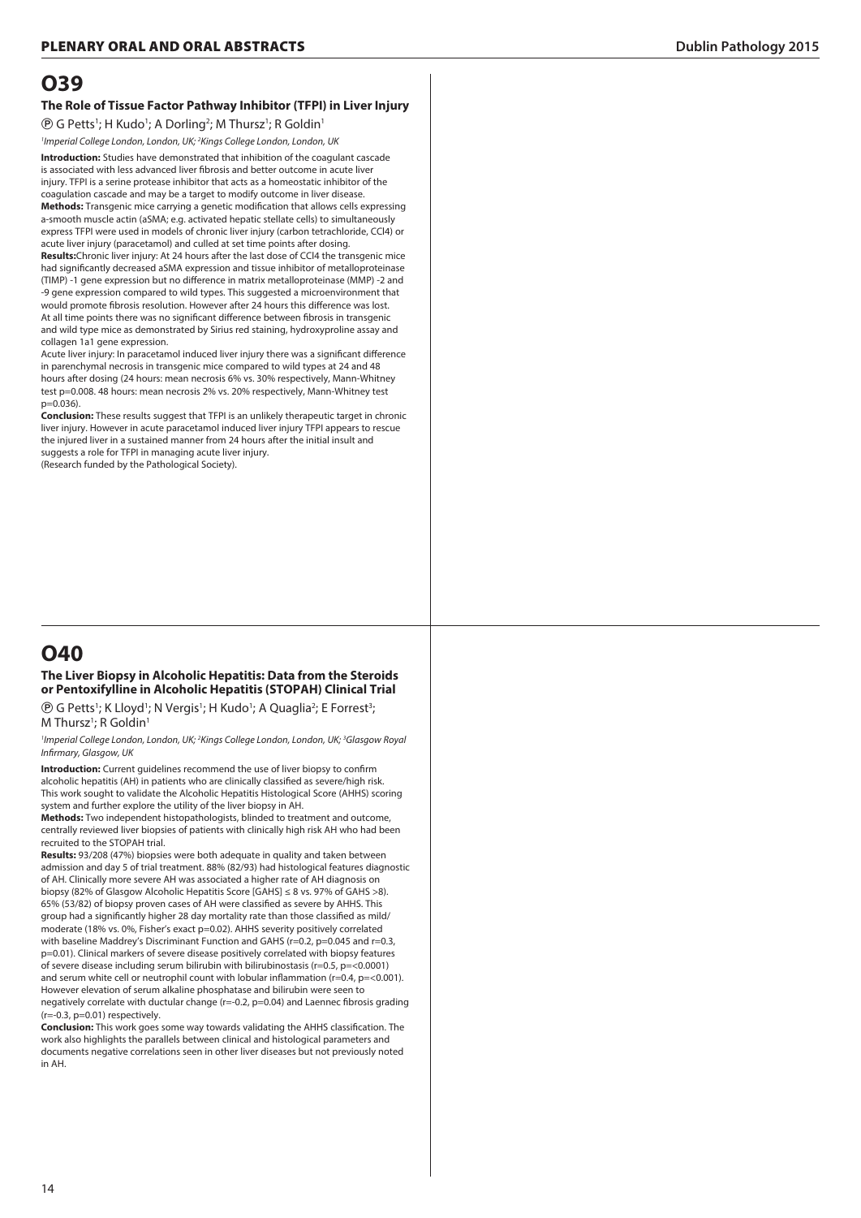# O39

### The Role of Tissue Factor Pathway Inhibitor (TFPI) in Liver Injury

Ⓟ G Petts[1]; H Kudo[1]; A Dorling[2]; M Thursz[1]; R Goldin[1]

[1]*Imperial College London, London, UK;* [2]*Kings College London, London, UK*

**Introduction:** Studies have demonstrated that inhibition of the coagulant cascade is associated with less advanced liver fibrosis and better outcome in acute liver injury. TFPI is a serine protease inhibitor that acts as a homeostatic inhibitor of the coagulation cascade and may be a target to modify outcome in liver disease.

**Methods:** Transgenic mice carrying a genetic modification that allows cells expressing a-smooth muscle actin (aSMA; e.g. activated hepatic stellate cells) to simultaneously express TFPI were used in models of chronic liver injury (carbon tetrachloride, $CCl_4$) or acute liver injury (paracetamol) and culled at set time points after dosing.

**Results:** Chronic liver injury: At 24 hours after the last dose of $CCl_4$ the transgenic mice had significantly decreased aSMA expression and tissue inhibitor of metalloproteinase (TIMP) -1 gene expression but no difference in matrix metalloproteinase (MMP) -2 and -9 gene expression compared to wild types. This suggested a microenvironment that would promote fibrosis resolution. However after 24 hours this difference was lost. At all time points there was no significant difference between fibrosis in transgenic and wild type mice as demonstrated by Sirius red staining, hydroxyproline assay and collagen 1a1 gene expression.

Acute liver injury: In paracetamol induced liver injury there was a significant difference in parenchymal necrosis in transgenic mice compared to wild types at 24 and 48 hours after dosing (24 hours: mean necrosis 6% vs. 30% respectively, Mann-Whitney test $p=0.008$. 48 hours: mean necrosis 2% vs. 20% respectively, Mann-Whitney test $p=0.036$).

**Conclusion:** These results suggest that TFPI is an unlikely therapeutic target in chronic liver injury. However in acute paracetamol induced liver injury TFPI appears to rescue the injured liver in a sustained manner from 24 hours after the initial insult and suggests a role for TFPI in managing acute liver injury.

(Research funded by the Pathological Society).

# O40

### The Liver Biopsy in Alcoholic Hepatitis: Data from the Steroids or Pentoxifylline in Alcoholic Hepatitis (STOPAH) Clinical Trial

Ⓟ G Petts[1]; K Lloyd[1]; N Vergis[1]; H Kudo[1]; A Quaglia[2]; E Forrest[3]; M Thursz[1]; R Goldin[1]

[1]*Imperial College London, London, UK;* [2]*Kings College London, London, UK;* [3]*Glasgow Royal Infirmary, Glasgow, UK*

**Introduction:** Current guidelines recommend the use of liver biopsy to confirm alcoholic hepatitis (AH) in patients who are clinically classified as severe/high risk. This work sought to validate the Alcoholic Hepatitis Histological Score (AHHS) scoring system and further explore the utility of the liver biopsy in AH.

**Methods:** Two independent histopathologists, blinded to treatment and outcome, centrally reviewed liver biopsies of patients with clinically high risk AH who had been recruited to the STOPAH trial.

**Results:** 93/208 (47%) biopsies were both adequate in quality and taken between admission and day 5 of trial treatment. 88% (82/93) had histological features diagnostic of AH. Clinically more severe AH was associated a higher rate of AH diagnosis on biopsy (82% of Glasgow Alcoholic Hepatitis Score [GAHS] ≤ 8 vs. 97% of GAHS >8). 65% (53/82) of biopsy proven cases of AH were classified as severe by AHHS. This group had a significantly higher 28 day mortality rate than those classified as mild/moderate (18% vs. 0%, Fisher's exact $p=0.02$). AHHS severity positively correlated with baseline Maddrey's Discriminant Function and GAHS ($r=0.2$, $p=0.045$ and $r=0.3$, $p=0.01$). Clinical markers of severe disease positively correlated with biopsy features of severe disease including serum bilirubin with bilirubinostasis ($r=0.5$, $p=<0.0001$) and serum white cell or neutrophil count with lobular inflammation ($r=0.4$, $p=<0.001$). However elevation of serum alkaline phosphatase and bilirubin were seen to negatively correlate with ductular change ($r=-0.2$, $p=0.04$) and Laennec fibrosis grading ($r=-0.3$, $p=0.01$) respectively.

**Conclusion:** This work goes some way towards validating the AHHS classification. The work also highlights the parallels between clinical and histological parameters and documents negative correlations seen in other liver diseases but not previously noted in AH.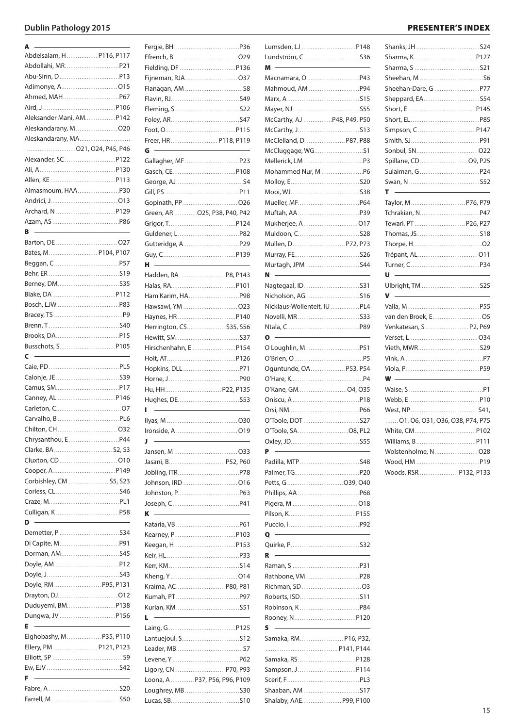# PRESENTER'S INDEX

## A

Abdelsalam, H ................. P116, P117
Abdollahi, MR ................. P21
Abu-Sinn, D ................. P13
Adimonye, A ................. O15
Ahmed, MAH ................. P67
Aird, J ................. P106
Aleksander Mani, AM ................. P142
Aleskandarany, M ................. O20
Aleskandarany, MA ................. O21, O24, P45, P46
Alexander, SC ................. P122
Ali, A ................. P130
Allen, KE ................. P113
Almasmoum, HAA ................. P30
Andrici, J ................. O13
Archard, N ................. P129
Azam, AS ................. P86

## B

Barton, DE ................. O27
Bates, M ................. P104, P107
Beggan, C ................. P57
Behr, ER ................. S19
Berney, DM ................. S35
Blake, DA ................. P112
Bosch, LJW ................. P83
Bracey, TS ................. P9
Brenn, T ................. S40
Brooks, DA ................. P15
Busschots, S ................. P105

## C

Caie, PD ................. PL5
Calonje, JE ................. S39
Camus, SM ................. P17
Canney, AL ................. P146
Carleton, C ................. O7
Carvalho, B ................. PL6
Chilton, CH ................. O32
Chrysanthou, E ................. P44
Clarke, BA ................. S2, S3
Cluxton, CD ................. O10
Cooper, A ................. P149
Corbishley, CM ................. S5, S23
Corless, CL ................. S46
Craze, M ................. PL1
Culligan, K ................. P58

## D

Demetter, P ................. S34
Di Capite, M ................. P91
Dorman, AM ................. S45
Doyle, AM ................. P12
Doyle, J ................. S43
Doyle, RM ................. P95, P131
Drayton, DJ ................. O12
Duduyemi, BM ................. P138
Dungwa, JV ................. P156

## E

Elghobashy, M ................. P35, P110
Ellery, PM ................. P121, P123
Elliott, SP ................. S9
Ew, EJV ................. S42

## F

Fabre, A ................. S20
Farrell, M ................. S50
Fergie, BH ................. P36
Ffrench, B ................. O29
Fielding, DF ................. P136
Fijneman, RJA ................. O37
Flanagan, AM ................. S8
Flavin, RJ ................. S49
Fleming, S ................. S22
Foley, AR ................. S47
Foot, O ................. P115
Freer, HR ................. P118, P119

## G

Gallagher, MF ................. P23
Gasch, CE ................. P108
George, AJ ................. S4
Gill, PS ................. P11
Gopinath, PP ................. O26
Green, AR ................. O25, P38, P40, P42
Grigor, T ................. P124
Guldener, L ................. P82
Gutteridge, A ................. P29
Guy, C ................. P139

## H

Hadden, RA ................. P8, P143
Halas, RA ................. P101
Ham Karim, HA ................. P98
Hawsawi, YM ................. O23
Haynes, HR ................. P140
Herrington, CS ................. S35, S56
Hewitt, SM ................. S37
Hirschenhahn, E ................. P154
Holt, AT ................. P126
Hopkins, DLL ................. P71
Horne, J ................. P90
Hu, HH ................. P22, P135
Hughes, DE ................. S53

## I

Ilyas, M ................. O30
Ironside, A ................. O19

## J

Jansen, M ................. O33
Jasani, B ................. P52, P60
Jobling, ITR ................. P78
Johnson, IRD ................. O16
Johnston, P ................. P63
Joseph, C ................. P41

## K

Kataria, VB ................. P61
Kearney, P ................. P103
Keegan, H ................. P153
Keir, HL ................. P33
Kerr, KM ................. S14
Kheng, Y ................. O14
Kraima, AC ................. P80, P81
Kumah, PT ................. P97
Kurian, KM ................. S51

## L

Laing, G ................. P125
Lantuejoul, S ................. S12
Leader, MB ................. S7
Levene, Y ................. P62
Ligory, CN ................. P70, P93
Loona, A ................. P37, P56, P96, P109
Loughrey, MB ................. S30
Lucas, SB ................. S10
Lumsden, LJ ................. P148
Lundström, C ................. S36

## M

Macnamara, O ................. P43
Mahmoud, AM ................. P94
Marx, A ................. S15
Mayer, NJ ................. S55
McCarthy, AJ ................. P48, P49, P50
McCarthy, J ................. S13
McClelland, D ................. P87, P88
McCluggage, WG ................. S1
Mellerick, LM ................. P3
Mohammed Nur, M ................. P6
Molloy, E ................. S20
Mooi, WJ ................. S38
Mueller, MF ................. P64
Muftah, AA ................. P39
Mukherjee, A ................. O17
Muldoon, C ................. S28
Mullen, D ................. P72, P73
Murray, FE ................. S26
Murtagh, JPM ................. S44

## N

Nagtegaal, ID ................. S31
Nicholson, AG ................. S16
Nicklaus-Wollenteit, IU ................. PL4
Novelli, MR ................. S33
Ntala, C ................. P89

## O

O Loughlin, M ................. P51
O'Brien, O ................. P5
Oguntunde, OA ................. P53, P54
O'Hare, K ................. P4
O'Kane, GM ................. O4, O35
Oniscu, A ................. P18
Orsi, NM ................. P66
O'Toole, DOT ................. S27
O'Toole, SA ................. O8, PL2
Oxley, JD ................. S55

## P

Padilla, MTP ................. S48
Palmer, TG ................. P20
Petts, G ................. O39, O40
Phillips, AA ................. P68
Pigera, M ................. O18
Pilson, K ................. P155
Puccio, I ................. P92

## Q

Quirke, P ................. S32

## R

Raman, S ................. P31
Rathbone, VM ................. P28
Richman, SD ................. O3
Roberts, ISD ................. S11
Robinson, K ................. P84
Rooney, N ................. P120

## S

Samaka, RM ................. P16, P32, P141, P144
Samaka, RS ................. P128
Sampson, J ................. P114
Scerif, F ................. PL3
Shaaban, AM ................. S17
Shalaby, AAE ................. P99, P100
Shanks, JH ................. S24
Sharma, K ................. P127
Sharma, S ................. S21
Sheehan, M ................. S6
Sheehan-Dare, G ................. P77
Sheppard, EA ................. S54
Short, E ................. P145
Short, EL ................. P85
Simpson, C ................. P147
Smith, SJ ................. P91
Sonbul, SN ................. O22
Spillane, CD ................. O9, P25
Sulaiman, G ................. P24
Swan, N ................. S52

## T

Taylor, M ................. P76, P79
Tchrakian, N ................. P47
Tewari, PT ................. P26, P27
Thomas, JS ................. S18
Thorpe, H ................. O2
Trépant, AL ................. O11
Turner, C ................. P34

## U

Ulbright, TM ................. S25

## V

Valla, M ................. P55
van den Broek, E ................. O5
Venkatesan, S ................. P2, P69
Verset, L ................. O34
Vieth, MWR ................. S29
Vink, A ................. P7
Viola, P ................. P59

## W

Waise, S ................. P1
Webb, E ................. P10
West, NP ................. S41, O1, O6, O31, O36, O38, P74, P75
White, CM ................. P102
Williams, B ................. P111
Wolstenholme, N ................. O28
Wood, HM ................. P19
Woods, RSR ................. P132, P133